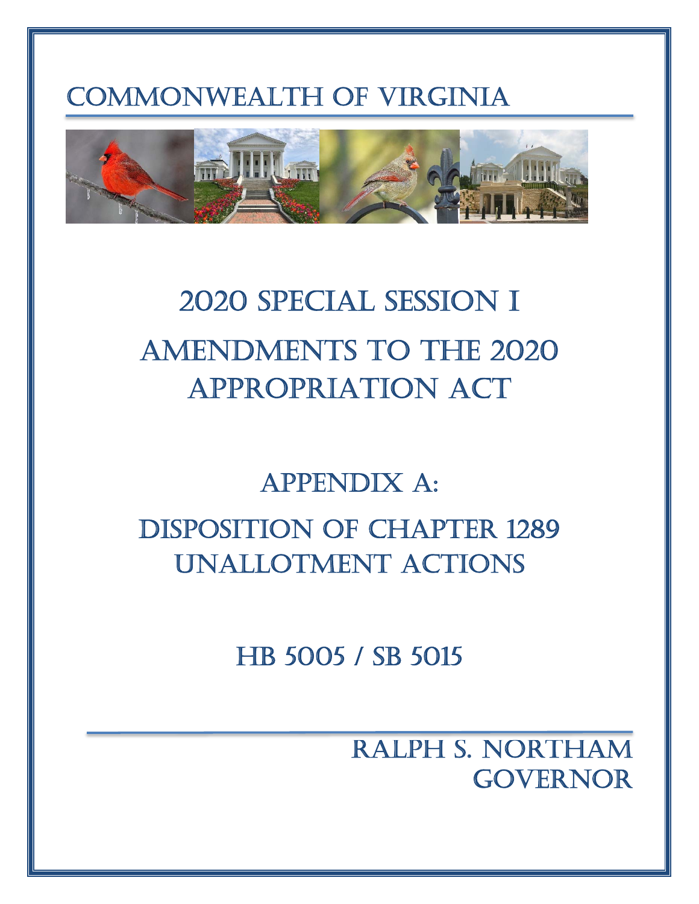# Commonwealth of Virginia

# 2020 Special Session I

# Amendments to the 2020 Appropriation Act

## Appendix A:

## Disposition of Chapter 1289 Unallotment Actions

### HB 5005 / SB 5015

**Ralph S. Northam**
**Governor**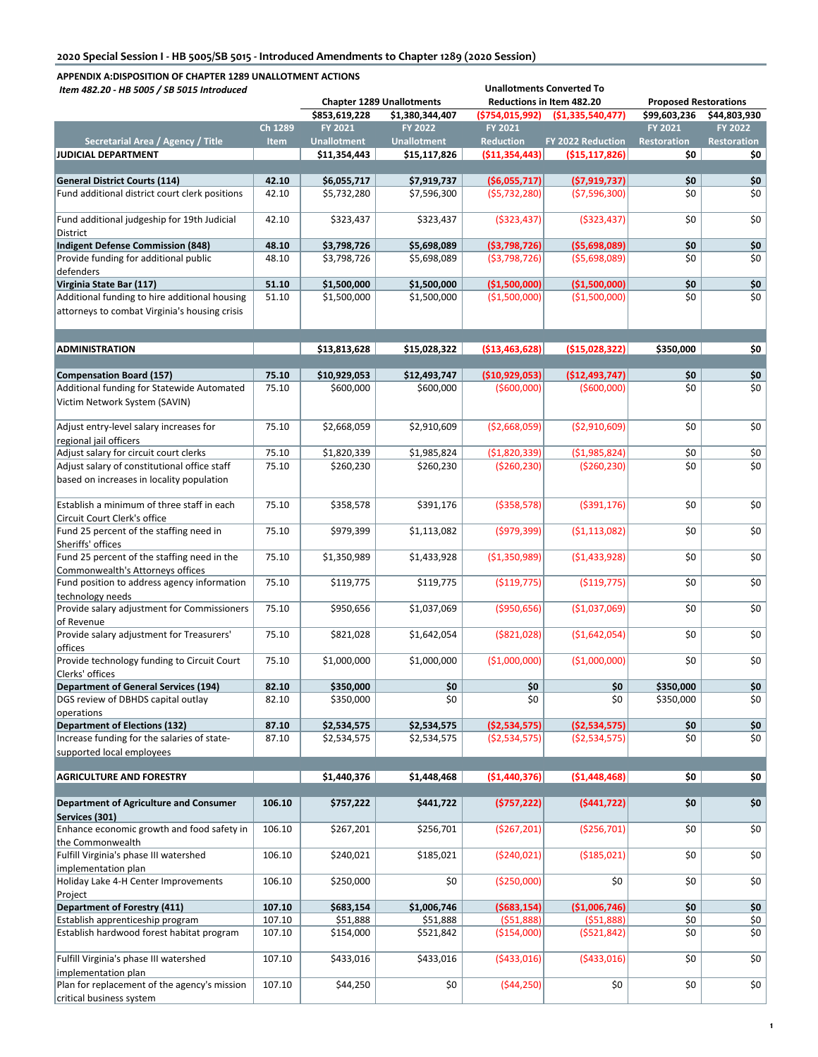## 2020 Special Session I - HB 5005/SB 5015 - Introduced Amendments to Chapter 1289 (2020 Session)

**APPENDIX A:DISPOSITION OF CHAPTER 1289 UNALLOTMENT ACTIONS**

*Item 482.20 - HB 5005 / SB 5015 Introduced*

| | | Chapter 1289 Unallotments | | Unallotments Converted To Reductions in Item 482.20 | | Proposed Restorations | |
|---|---|---|---|---|---|---|---|
| | | $853,619,228 | $1,380,344,407 | ($754,015,992) | ($1,335,540,477) | $99,603,236 | $44,803,930 |
| **Secretarial Area / Agency / Title** | **Ch 1289 Item** | **FY 2021 Unallotment** | **FY 2022 Unallotment** | **FY 2021 Reduction** | **FY 2022 Reduction** | **FY 2021 Restoration** | **FY 2022 Restoration** |
| **JUDICIAL DEPARTMENT** | | **$11,354,443** | **$15,117,826** | **($11,354,443)** | **($15,117,826)** | **$0** | **$0** |
| **General District Courts (114)** | **42.10** | **$6,055,717** | **$7,919,737** | **($6,055,717)** | **($7,919,737)** | **$0** | **$0** |
| Fund additional district court clerk positions | 42.10 | $5,732,280 | $7,596,300 | ($5,732,280) | ($7,596,300) | $0 | $0 |
| Fund additional judgeship for 19th Judicial District | 42.10 | $323,437 | $323,437 | ($323,437) | ($323,437) | $0 | $0 |
| **Indigent Defense Commission (848)** | **48.10** | **$3,798,726** | **$5,698,089** | **($3,798,726)** | **($5,698,089)** | **$0** | **$0** |
| Provide funding for additional public defenders | 48.10 | $3,798,726 | $5,698,089 | ($3,798,726) | ($5,698,089) | $0 | $0 |
| **Virginia State Bar (117)** | **51.10** | **$1,500,000** | **$1,500,000** | **($1,500,000)** | **($1,500,000)** | **$0** | **$0** |
| Additional funding to hire additional housing attorneys to combat Virginia's housing crisis | 51.10 | $1,500,000 | $1,500,000 | ($1,500,000) | ($1,500,000) | $0 | $0 |
| **ADMINISTRATION** | | **$13,813,628** | **$15,028,322** | **($13,463,628)** | **($15,028,322)** | **$350,000** | **$0** |
| **Compensation Board (157)** | **75.10** | **$10,929,053** | **$12,493,747** | **($10,929,053)** | **($12,493,747)** | **$0** | **$0** |
| Additional funding for Statewide Automated Victim Network System (SAVIN) | 75.10 | $600,000 | $600,000 | ($600,000) | ($600,000) | $0 | $0 |
| Adjust entry-level salary increases for regional jail officers | 75.10 | $2,668,059 | $2,910,609 | ($2,668,059) | ($2,910,609) | $0 | $0 |
| Adjust salary for circuit court clerks | 75.10 | $1,820,339 | $1,985,824 | ($1,820,339) | ($1,985,824) | $0 | $0 |
| Adjust salary of constitutional office staff based on increases in locality population | 75.10 | $260,230 | $260,230 | ($260,230) | ($260,230) | $0 | $0 |
| Establish a minimum of three staff in each Circuit Court Clerk's office | 75.10 | $358,578 | $391,176 | ($358,578) | ($391,176) | $0 | $0 |
| Fund 25 percent of the staffing need in Sheriffs' offices | 75.10 | $979,399 | $1,113,082 | ($979,399) | ($1,113,082) | $0 | $0 |
| Fund 25 percent of the staffing need in the Commonwealth's Attorneys offices | 75.10 | $1,350,989 | $1,433,928 | ($1,350,989) | ($1,433,928) | $0 | $0 |
| Fund position to address agency information technology needs | 75.10 | $119,775 | $119,775 | ($119,775) | ($119,775) | $0 | $0 |
| Provide salary adjustment for Commissioners of Revenue | 75.10 | $950,656 | $1,037,069 | ($950,656) | ($1,037,069) | $0 | $0 |
| Provide salary adjustment for Treasurers' offices | 75.10 | $821,028 | $1,642,054 | ($821,028) | ($1,642,054) | $0 | $0 |
| Provide technology funding to Circuit Court Clerks' offices | 75.10 | $1,000,000 | $1,000,000 | ($1,000,000) | ($1,000,000) | $0 | $0 |
| **Department of General Services (194)** | **82.10** | **$350,000** | **$0** | **$0** | **$0** | **$350,000** | **$0** |
| DGS review of DBHDS capital outlay operations | 82.10 | $350,000 | $0 | $0 | $0 | $350,000 | $0 |
| **Department of Elections (132)** | **87.10** | **$2,534,575** | **$2,534,575** | **($2,534,575)** | **($2,534,575)** | **$0** | **$0** |
| Increase funding for the salaries of state-supported local employees | 87.10 | $2,534,575 | $2,534,575 | ($2,534,575) | ($2,534,575) | $0 | $0 |
| **AGRICULTURE AND FORESTRY** | | **$1,440,376** | **$1,448,468** | **($1,440,376)** | **($1,448,468)** | **$0** | **$0** |
| **Department of Agriculture and Consumer Services (301)** | **106.10** | **$757,222** | **$441,722** | **($757,222)** | **($441,722)** | **$0** | **$0** |
| Enhance economic growth and food safety in the Commonwealth | 106.10 | $267,201 | $256,701 | ($267,201) | ($256,701) | $0 | $0 |
| Fulfill Virginia's phase III watershed implementation plan | 106.10 | $240,021 | $185,021 | ($240,021) | ($185,021) | $0 | $0 |
| Holiday Lake 4-H Center Improvements Project | 106.10 | $250,000 | $0 | ($250,000) | $0 | $0 | $0 |
| **Department of Forestry (411)** | **107.10** | **$683,154** | **$1,006,746** | **($683,154)** | **($1,006,746)** | **$0** | **$0** |
| Establish apprenticeship program | 107.10 | $51,888 | $51,888 | ($51,888) | ($51,888) | $0 | $0 |
| Establish hardwood forest habitat program | 107.10 | $154,000 | $521,842 | ($154,000) | ($521,842) | $0 | $0 |
| Fulfill Virginia's phase III watershed implementation plan | 107.10 | $433,016 | $433,016 | ($433,016) | ($433,016) | $0 | $0 |
| Plan for replacement of the agency's mission critical business system | 107.10 | $44,250 | $0 | ($44,250) | $0 | $0 | $0 |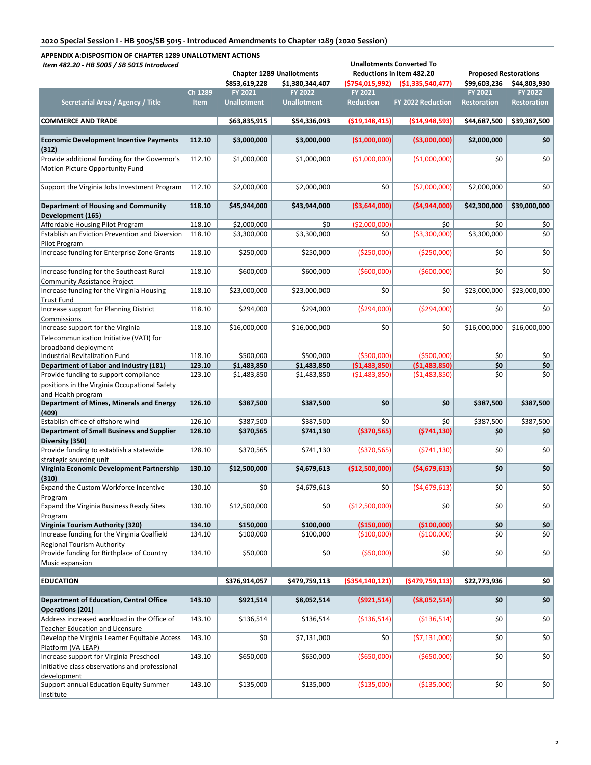**2020 Special Session I - HB 5005/SB 5015 - Introduced Amendments to Chapter 1289 (2020 Session)**

**APPENDIX A:DISPOSITION OF CHAPTER 1289 UNALLOTMENT ACTIONS**

*Item 482.20 - HB 5005 / SB 5015 Introduced*

| | | Chapter 1289 Unallotments | | Unallotments Converted To Reductions in Item 482.20 | | Proposed Restorations | |
|---|---|---|---|---|---|---|---|
| | | $853,619,228 | $1,380,344,407 | ($754,015,992) | ($1,335,540,477) | $99,603,236 | $44,803,930 |
| **Secretarial Area / Agency / Title** | **Ch 1289 Item** | **FY 2021 Unallotment** | **FY 2022 Unallotment** | **FY 2021 Reduction** | **FY 2022 Reduction** | **FY 2021 Restoration** | **FY 2022 Restoration** |
| **COMMERCE AND TRADE** | | **$63,835,915** | **$54,336,093** | **($19,148,415)** | **($14,948,593)** | **$44,687,500** | **$39,387,500** |
| **Economic Development Incentive Payments (312)** | **112.10** | **$3,000,000** | **$3,000,000** | **($1,000,000)** | **($3,000,000)** | **$2,000,000** | **$0** |
| Provide additional funding for the Governor's Motion Picture Opportunity Fund | 112.10 | $1,000,000 | $1,000,000 | ($1,000,000) | ($1,000,000) | $0 | $0 |
| Support the Virginia Jobs Investment Program | 112.10 | $2,000,000 | $2,000,000 | $0 | ($2,000,000) | $2,000,000 | $0 |
| **Department of Housing and Community Development (165)** | **118.10** | **$45,944,000** | **$43,944,000** | **($3,644,000)** | **($4,944,000)** | **$42,300,000** | **$39,000,000** |
| Affordable Housing Pilot Program | 118.10 | $2,000,000 | $0 | ($2,000,000) | $0 | $0 | $0 |
| Establish an Eviction Prevention and Diversion Pilot Program | 118.10 | $3,300,000 | $3,300,000 | $0 | ($3,300,000) | $3,300,000 | $0 |
| Increase funding for Enterprise Zone Grants | 118.10 | $250,000 | $250,000 | ($250,000) | ($250,000) | $0 | $0 |
| Increase funding for the Southeast Rural Community Assistance Project | 118.10 | $600,000 | $600,000 | ($600,000) | ($600,000) | $0 | $0 |
| Increase funding for the Virginia Housing Trust Fund | 118.10 | $23,000,000 | $23,000,000 | $0 | $0 | $23,000,000 | $23,000,000 |
| Increase support for Planning District Commissions | 118.10 | $294,000 | $294,000 | ($294,000) | ($294,000) | $0 | $0 |
| Increase support for the Virginia Telecommunication Initiative (VATI) for broadband deployment | 118.10 | $16,000,000 | $16,000,000 | $0 | $0 | $16,000,000 | $16,000,000 |
| Industrial Revitalization Fund | 118.10 | $500,000 | $500,000 | ($500,000) | ($500,000) | $0 | $0 |
| **Department of Labor and Industry (181)** | **123.10** | **$1,483,850** | **$1,483,850** | **($1,483,850)** | **($1,483,850)** | **$0** | **$0** |
| Provide funding to support compliance positions in the Virginia Occupational Safety and Health program | 123.10 | $1,483,850 | $1,483,850 | ($1,483,850) | ($1,483,850) | $0 | $0 |
| **Department of Mines, Minerals and Energy (409)** | **126.10** | **$387,500** | **$387,500** | **$0** | **$0** | **$387,500** | **$387,500** |
| Establish office of offshore wind | 126.10 | $387,500 | $387,500 | $0 | $0 | $387,500 | $387,500 |
| **Department of Small Business and Supplier Diversity (350)** | **128.10** | **$370,565** | **$741,130** | **($370,565)** | **($741,130)** | **$0** | **$0** |
| Provide funding to establish a statewide strategic sourcing unit | 128.10 | $370,565 | $741,130 | ($370,565) | ($741,130) | $0 | $0 |
| **Virginia Economic Development Partnership (310)** | **130.10** | **$12,500,000** | **$4,679,613** | **($12,500,000)** | **($4,679,613)** | **$0** | **$0** |
| Expand the Custom Workforce Incentive Program | 130.10 | $0 | $4,679,613 | $0 | ($4,679,613) | $0 | $0 |
| Expand the Virginia Business Ready Sites Program | 130.10 | $12,500,000 | $0 | ($12,500,000) | $0 | $0 | $0 |
| **Virginia Tourism Authority (320)** | **134.10** | **$150,000** | **$100,000** | **($150,000)** | **($100,000)** | **$0** | **$0** |
| Increase funding for the Virginia Coalfield Regional Tourism Authority | 134.10 | $100,000 | $100,000 | ($100,000) | ($100,000) | $0 | $0 |
| Provide funding for Birthplace of Country Music expansion | 134.10 | $50,000 | $0 | ($50,000) | $0 | $0 | $0 |
| **EDUCATION** | | **$376,914,057** | **$479,759,113** | **($354,140,121)** | **($479,759,113)** | **$22,773,936** | **$0** |
| **Department of Education, Central Office Operations (201)** | **143.10** | **$921,514** | **$8,052,514** | **($921,514)** | **($8,052,514)** | **$0** | **$0** |
| Address increased workload in the Office of Teacher Education and Licensure | 143.10 | $136,514 | $136,514 | ($136,514) | ($136,514) | $0 | $0 |
| Develop the Virginia Learner Equitable Access Platform (VA LEAP) | 143.10 | $0 | $7,131,000 | $0 | ($7,131,000) | $0 | $0 |
| Increase support for Virginia Preschool Initiative class observations and professional development | 143.10 | $650,000 | $650,000 | ($650,000) | ($650,000) | $0 | $0 |
| Support annual Education Equity Summer Institute | 143.10 | $135,000 | $135,000 | ($135,000) | ($135,000) | $0 | $0 |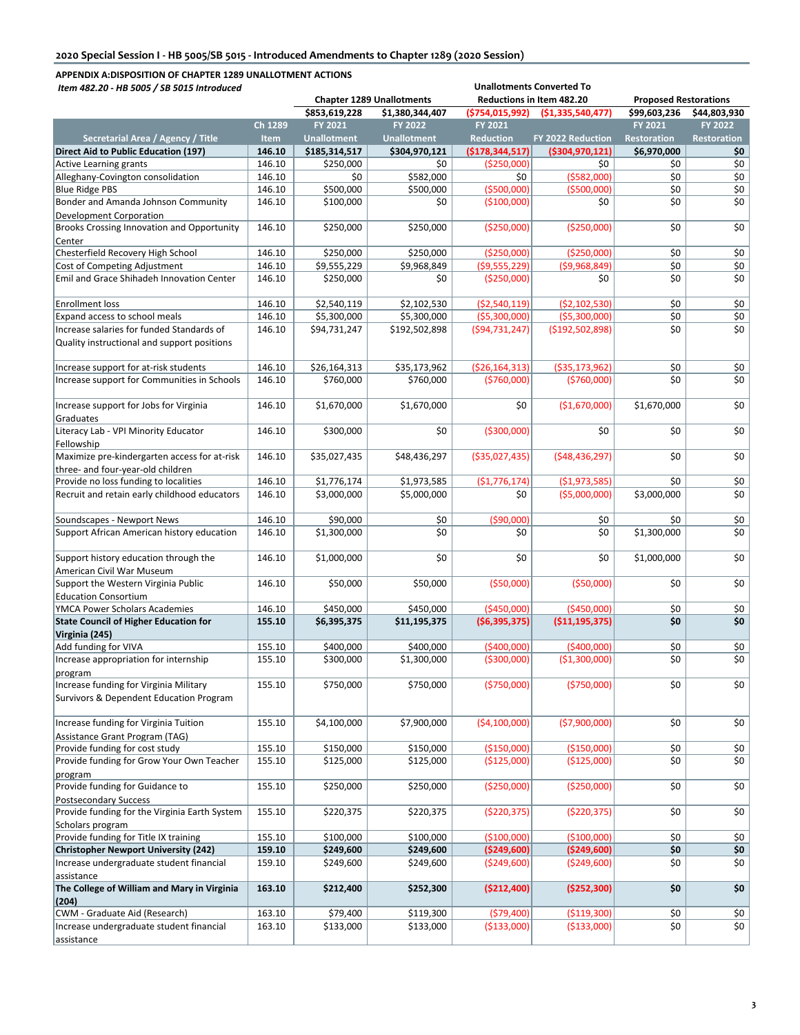**2020 Special Session I - HB 5005/SB 5015 - Introduced Amendments to Chapter 1289 (2020 Session)**

**APPENDIX A:DISPOSITION OF CHAPTER 1289 UNALLOTMENT ACTIONS**

*Item 482.20 - HB 5005 / SB 5015 Introduced*

| | | Chapter 1289 Unallotments | | Unallotments Converted To Reductions in Item 482.20 | | Proposed Restorations | |
|---|---|---|---|---|---|---|---|
| | | $853,619,228 | $1,380,344,407 | ($754,015,992) | ($1,335,540,477) | $99,603,236 | $44,803,930 |
| **Secretarial Area / Agency / Title** | **Ch 1289 Item** | **FY 2021 Unallotment** | **FY 2022 Unallotment** | **FY 2021 Reduction** | **FY 2022 Reduction** | **FY 2021 Restoration** | **FY 2022 Restoration** |
| **Direct Aid to Public Education (197)** | **146.10** | **$185,314,517** | **$304,970,121** | **($178,344,517)** | **($304,970,121)** | **$6,970,000** | **$0** |
| Active Learning grants | 146.10 | $250,000 | $0 | ($250,000) | $0 | $0 | $0 |
| Alleghany-Covington consolidation | 146.10 | $0 | $582,000 | $0 | ($582,000) | $0 | $0 |
| Blue Ridge PBS | 146.10 | $500,000 | $500,000 | ($500,000) | ($500,000) | $0 | $0 |
| Bonder and Amanda Johnson Community Development Corporation | 146.10 | $100,000 | $0 | ($100,000) | $0 | $0 | $0 |
| Brooks Crossing Innovation and Opportunity Center | 146.10 | $250,000 | $250,000 | ($250,000) | ($250,000) | $0 | $0 |
| Chesterfield Recovery High School | 146.10 | $250,000 | $250,000 | ($250,000) | ($250,000) | $0 | $0 |
| Cost of Competing Adjustment | 146.10 | $9,555,229 | $9,968,849 | ($9,555,229) | ($9,968,849) | $0 | $0 |
| Emil and Grace Shihadeh Innovation Center | 146.10 | $250,000 | $0 | ($250,000) | $0 | $0 | $0 |
| Enrollment loss | 146.10 | $2,540,119 | $2,102,530 | ($2,540,119) | ($2,102,530) | $0 | $0 |
| Expand access to school meals | 146.10 | $5,300,000 | $5,300,000 | ($5,300,000) | ($5,300,000) | $0 | $0 |
| Increase salaries for funded Standards of Quality instructional and support positions | 146.10 | $94,731,247 | $192,502,898 | ($94,731,247) | ($192,502,898) | $0 | $0 |
| Increase support for at-risk students | 146.10 | $26,164,313 | $35,173,962 | ($26,164,313) | ($35,173,962) | $0 | $0 |
| Increase support for Communities in Schools | 146.10 | $760,000 | $760,000 | ($760,000) | ($760,000) | $0 | $0 |
| Increase support for Jobs for Virginia Graduates | 146.10 | $1,670,000 | $1,670,000 | $0 | ($1,670,000) | $1,670,000 | $0 |
| Literacy Lab - VPI Minority Educator Fellowship | 146.10 | $300,000 | $0 | ($300,000) | $0 | $0 | $0 |
| Maximize pre-kindergarten access for at-risk three- and four-year-old children | 146.10 | $35,027,435 | $48,436,297 | ($35,027,435) | ($48,436,297) | $0 | $0 |
| Provide no loss funding to localities | 146.10 | $1,776,174 | $1,973,585 | ($1,776,174) | ($1,973,585) | $0 | $0 |
| Recruit and retain early childhood educators | 146.10 | $3,000,000 | $5,000,000 | $0 | ($5,000,000) | $3,000,000 | $0 |
| Soundscapes - Newport News | 146.10 | $90,000 | $0 | ($90,000) | $0 | $0 | $0 |
| Support African American history education | 146.10 | $1,300,000 | $0 | $0 | $0 | $1,300,000 | $0 |
| Support history education through the American Civil War Museum | 146.10 | $1,000,000 | $0 | $0 | $0 | $1,000,000 | $0 |
| Support the Western Virginia Public Education Consortium | 146.10 | $50,000 | $50,000 | ($50,000) | ($50,000) | $0 | $0 |
| YMCA Power Scholars Academies | 146.10 | $450,000 | $450,000 | ($450,000) | ($450,000) | $0 | $0 |
| **State Council of Higher Education for Virginia (245)** | **155.10** | **$6,395,375** | **$11,195,375** | **($6,395,375)** | **($11,195,375)** | **$0** | **$0** |
| Add funding for VIVA | 155.10 | $400,000 | $400,000 | ($400,000) | ($400,000) | $0 | $0 |
| Increase appropriation for internship program | 155.10 | $300,000 | $1,300,000 | ($300,000) | ($1,300,000) | $0 | $0 |
| Increase funding for Virginia Military Survivors & Dependent Education Program | 155.10 | $750,000 | $750,000 | ($750,000) | ($750,000) | $0 | $0 |
| Increase funding for Virginia Tuition Assistance Grant Program (TAG) | 155.10 | $4,100,000 | $7,900,000 | ($4,100,000) | ($7,900,000) | $0 | $0 |
| Provide funding for cost study | 155.10 | $150,000 | $150,000 | ($150,000) | ($150,000) | $0 | $0 |
| Provide funding for Grow Your Own Teacher program | 155.10 | $125,000 | $125,000 | ($125,000) | ($125,000) | $0 | $0 |
| Provide funding for Guidance to Postsecondary Success | 155.10 | $250,000 | $250,000 | ($250,000) | ($250,000) | $0 | $0 |
| Provide funding for the Virginia Earth System Scholars program | 155.10 | $220,375 | $220,375 | ($220,375) | ($220,375) | $0 | $0 |
| Provide funding for Title IX training | 155.10 | $100,000 | $100,000 | ($100,000) | ($100,000) | $0 | $0 |
| **Christopher Newport University (242)** | **159.10** | **$249,600** | **$249,600** | **($249,600)** | **($249,600)** | **$0** | **$0** |
| Increase undergraduate student financial assistance | 159.10 | $249,600 | $249,600 | ($249,600) | ($249,600) | $0 | $0 |
| **The College of William and Mary in Virginia (204)** | **163.10** | **$212,400** | **$252,300** | **($212,400)** | **($252,300)** | **$0** | **$0** |
| CWM - Graduate Aid (Research) | 163.10 | $79,400 | $119,300 | ($79,400) | ($119,300) | $0 | $0 |
| Increase undergraduate student financial assistance | 163.10 | $133,000 | $133,000 | ($133,000) | ($133,000) | $0 | $0 |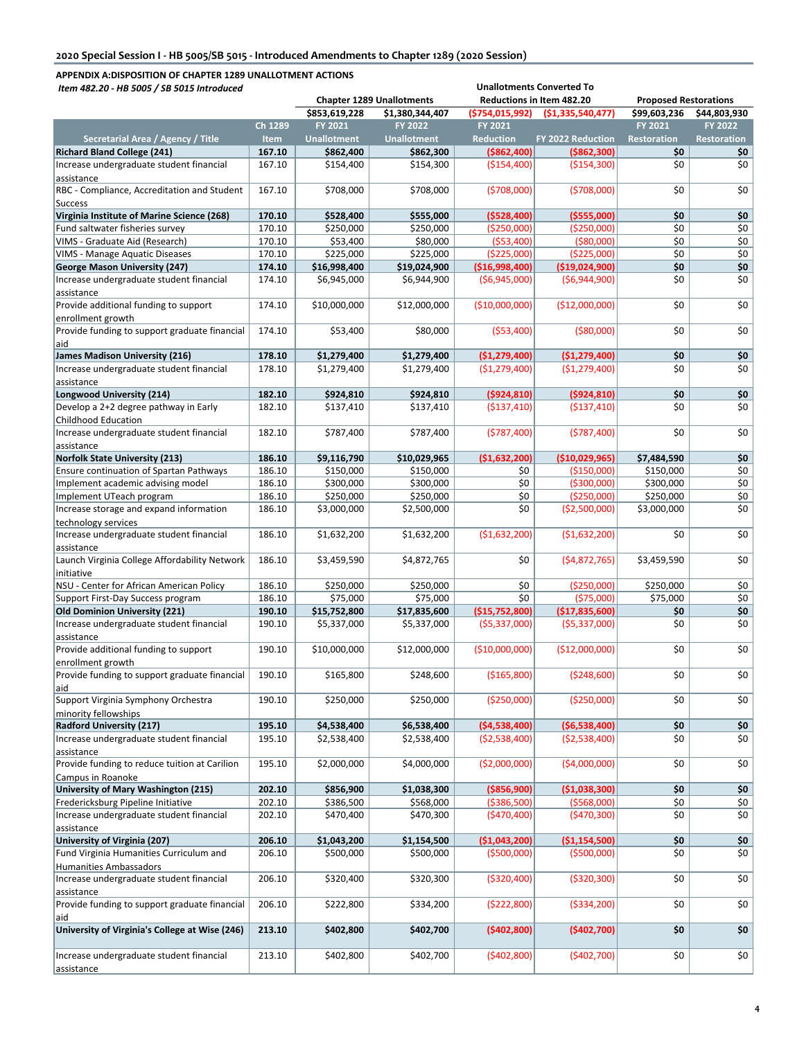**2020 Special Session I - HB 5005/SB 5015 - Introduced Amendments to Chapter 1289 (2020 Session)**

**APPENDIX A:DISPOSITION OF CHAPTER 1289 UNALLOTMENT ACTIONS**

*Item 482.20 - HB 5005 / SB 5015 Introduced*

| | | Chapter 1289 Unallotments | | Unallotments Converted To Reductions in Item 482.20 | | Proposed Restorations | |
|---|---|---|---|---|---|---|---|
| | | $853,619,228 | $1,380,344,407 | ($754,015,992) | ($1,335,540,477) | $99,603,236 | $44,803,930 |
| Secretarial Area / Agency / Title | Ch 1289 Item | FY 2021 Unallotment | FY 2022 Unallotment | FY 2021 Reduction | FY 2022 Reduction | FY 2021 Restoration | FY 2022 Restoration |
| **Richard Bland College (241)** | **167.10** | **$862,400** | **$862,300** | **($862,400)** | **($862,300)** | **$0** | **$0** |
| Increase undergraduate student financial assistance | 167.10 | $154,400 | $154,300 | ($154,400) | ($154,300) | $0 | $0 |
| RBC - Compliance, Accreditation and Student Success | 167.10 | $708,000 | $708,000 | ($708,000) | ($708,000) | $0 | $0 |
| **Virginia Institute of Marine Science (268)** | **170.10** | **$528,400** | **$555,000** | **($528,400)** | **($555,000)** | **$0** | **$0** |
| Fund saltwater fisheries survey | 170.10 | $250,000 | $250,000 | ($250,000) | ($250,000) | $0 | $0 |
| VIMS - Graduate Aid (Research) | 170.10 | $53,400 | $80,000 | ($53,400) | ($80,000) | $0 | $0 |
| VIMS - Manage Aquatic Diseases | 170.10 | $225,000 | $225,000 | ($225,000) | ($225,000) | $0 | $0 |
| **George Mason University (247)** | **174.10** | **$16,998,400** | **$19,024,900** | **($16,998,400)** | **($19,024,900)** | **$0** | **$0** |
| Increase undergraduate student financial assistance | 174.10 | $6,945,000 | $6,944,900 | ($6,945,000) | ($6,944,900) | $0 | $0 |
| Provide additional funding to support enrollment growth | 174.10 | $10,000,000 | $12,000,000 | ($10,000,000) | ($12,000,000) | $0 | $0 |
| Provide funding to support graduate financial aid | 174.10 | $53,400 | $80,000 | ($53,400) | ($80,000) | $0 | $0 |
| **James Madison University (216)** | **178.10** | **$1,279,400** | **$1,279,400** | **($1,279,400)** | **($1,279,400)** | **$0** | **$0** |
| Increase undergraduate student financial assistance | 178.10 | $1,279,400 | $1,279,400 | ($1,279,400) | ($1,279,400) | $0 | $0 |
| **Longwood University (214)** | **182.10** | **$924,810** | **$924,810** | **($924,810)** | **($924,810)** | **$0** | **$0** |
| Develop a 2+2 degree pathway in Early Childhood Education | 182.10 | $137,410 | $137,410 | ($137,410) | ($137,410) | $0 | $0 |
| Increase undergraduate student financial assistance | 182.10 | $787,400 | $787,400 | ($787,400) | ($787,400) | $0 | $0 |
| **Norfolk State University (213)** | **186.10** | **$9,116,790** | **$10,029,965** | **($1,632,200)** | **($10,029,965)** | **$7,484,590** | **$0** |
| Ensure continuation of Spartan Pathways | 186.10 | $150,000 | $150,000 | $0 | ($150,000) | $150,000 | $0 |
| Implement academic advising model | 186.10 | $300,000 | $300,000 | $0 | ($300,000) | $300,000 | $0 |
| Implement UTeach program | 186.10 | $250,000 | $250,000 | $0 | ($250,000) | $250,000 | $0 |
| Increase storage and expand information technology services | 186.10 | $3,000,000 | $2,500,000 | $0 | ($2,500,000) | $3,000,000 | $0 |
| Increase undergraduate student financial assistance | 186.10 | $1,632,200 | $1,632,200 | ($1,632,200) | ($1,632,200) | $0 | $0 |
| Launch Virginia College Affordability Network initiative | 186.10 | $3,459,590 | $4,872,765 | $0 | ($4,872,765) | $3,459,590 | $0 |
| NSU - Center for African American Policy | 186.10 | $250,000 | $250,000 | $0 | ($250,000) | $250,000 | $0 |
| Support First-Day Success program | 186.10 | $75,000 | $75,000 | $0 | ($75,000) | $75,000 | $0 |
| **Old Dominion University (221)** | **190.10** | **$15,752,800** | **$17,835,600** | **($15,752,800)** | **($17,835,600)** | **$0** | **$0** |
| Increase undergraduate student financial assistance | 190.10 | $5,337,000 | $5,337,000 | ($5,337,000) | ($5,337,000) | $0 | $0 |
| Provide additional funding to support enrollment growth | 190.10 | $10,000,000 | $12,000,000 | ($10,000,000) | ($12,000,000) | $0 | $0 |
| Provide funding to support graduate financial aid | 190.10 | $165,800 | $248,600 | ($165,800) | ($248,600) | $0 | $0 |
| Support Virginia Symphony Orchestra minority fellowships | 190.10 | $250,000 | $250,000 | ($250,000) | ($250,000) | $0 | $0 |
| **Radford University (217)** | **195.10** | **$4,538,400** | **$6,538,400** | **($4,538,400)** | **($6,538,400)** | **$0** | **$0** |
| Increase undergraduate student financial assistance | 195.10 | $2,538,400 | $2,538,400 | ($2,538,400) | ($2,538,400) | $0 | $0 |
| Provide funding to reduce tuition at Carilion Campus in Roanoke | 195.10 | $2,000,000 | $4,000,000 | ($2,000,000) | ($4,000,000) | $0 | $0 |
| **University of Mary Washington (215)** | **202.10** | **$856,900** | **$1,038,300** | **($856,900)** | **($1,038,300)** | **$0** | **$0** |
| Fredericksburg Pipeline Initiative | 202.10 | $386,500 | $568,000 | ($386,500) | ($568,000) | $0 | $0 |
| Increase undergraduate student financial assistance | 202.10 | $470,400 | $470,300 | ($470,400) | ($470,300) | $0 | $0 |
| **University of Virginia (207)** | **206.10** | **$1,043,200** | **$1,154,500** | **($1,043,200)** | **($1,154,500)** | **$0** | **$0** |
| Fund Virginia Humanities Curriculum and Humanities Ambassadors | 206.10 | $500,000 | $500,000 | ($500,000) | ($500,000) | $0 | $0 |
| Increase undergraduate student financial assistance | 206.10 | $320,400 | $320,300 | ($320,400) | ($320,300) | $0 | $0 |
| Provide funding to support graduate financial aid | 206.10 | $222,800 | $334,200 | ($222,800) | ($334,200) | $0 | $0 |
| **University of Virginia's College at Wise (246)** | **213.10** | **$402,800** | **$402,700** | **($402,800)** | **($402,700)** | **$0** | **$0** |
| Increase undergraduate student financial assistance | 213.10 | $402,800 | $402,700 | ($402,800) | ($402,700) | $0 | $0 |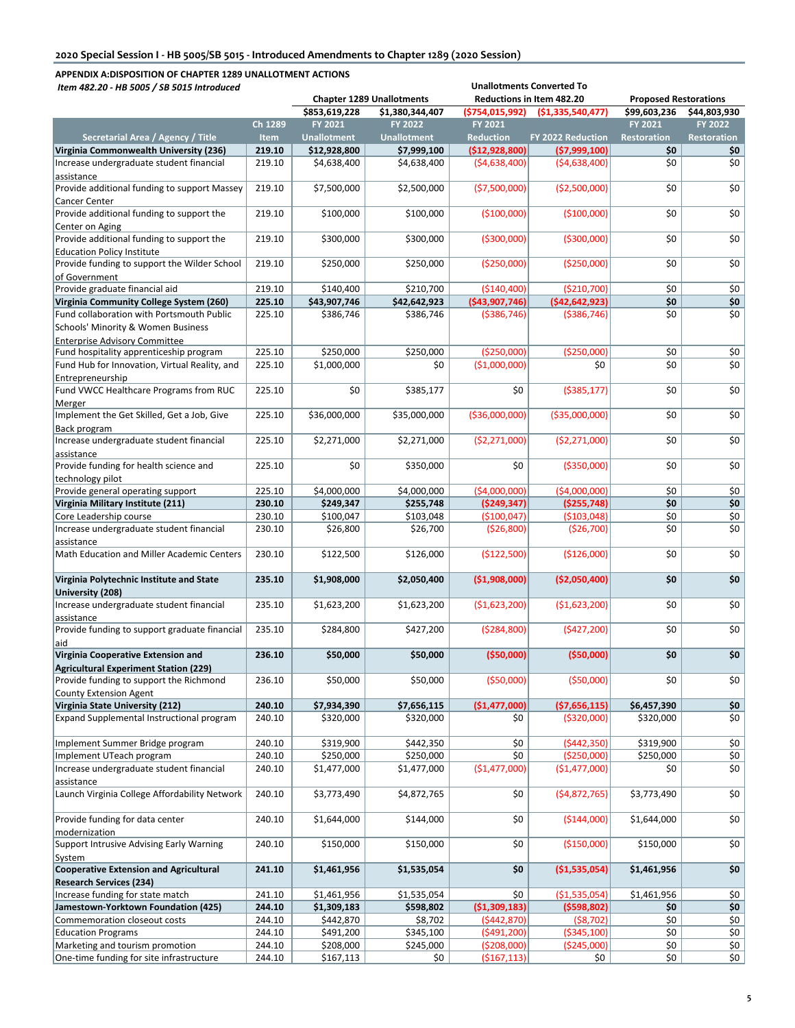**2020 Special Session I - HB 5005/SB 5015 - Introduced Amendments to Chapter 1289 (2020 Session)**

**APPENDIX A:DISPOSITION OF CHAPTER 1289 UNALLOTMENT ACTIONS**

*Item 482.20 - HB 5005 / SB 5015 Introduced*

| | | Chapter 1289 Unallotments | | Unallotments Converted To Reductions in Item 482.20 | | Proposed Restorations | |
|---|---|---|---|---|---|---|---|
| | | $853,619,228 | $1,380,344,407 | ($754,015,992) | ($1,335,540,477) | $99,603,236 | $44,803,930 |
| Secretarial Area / Agency / Title | Ch 1289 Item | FY 2021 Unallotment | FY 2022 Unallotment | FY 2021 Reduction | FY 2022 Reduction | FY 2021 Restoration | FY 2022 Restoration |
| **Virginia Commonwealth University (236)** | **219.10** | **$12,928,800** | **$7,999,100** | **($12,928,800)** | **($7,999,100)** | **$0** | **$0** |
| Increase undergraduate student financial assistance | 219.10 | $4,638,400 | $4,638,400 | ($4,638,400) | ($4,638,400) | $0 | $0 |
| Provide additional funding to support Massey Cancer Center | 219.10 | $7,500,000 | $2,500,000 | ($7,500,000) | ($2,500,000) | $0 | $0 |
| Provide additional funding to support the Center on Aging | 219.10 | $100,000 | $100,000 | ($100,000) | ($100,000) | $0 | $0 |
| Provide additional funding to support the Education Policy Institute | 219.10 | $300,000 | $300,000 | ($300,000) | ($300,000) | $0 | $0 |
| Provide funding to support the Wilder School of Government | 219.10 | $250,000 | $250,000 | ($250,000) | ($250,000) | $0 | $0 |
| Provide graduate financial aid | 219.10 | $140,400 | $210,700 | ($140,400) | ($210,700) | $0 | $0 |
| **Virginia Community College System (260)** | **225.10** | **$43,907,746** | **$42,642,923** | **($43,907,746)** | **($42,642,923)** | **$0** | **$0** |
| Fund collaboration with Portsmouth Public Schools' Minority & Women Business Enterprise Advisory Committee | 225.10 | $386,746 | $386,746 | ($386,746) | ($386,746) | $0 | $0 |
| Fund hospitality apprenticeship program | 225.10 | $250,000 | $250,000 | ($250,000) | ($250,000) | $0 | $0 |
| Fund Hub for Innovation, Virtual Reality, and Entrepreneurship | 225.10 | $1,000,000 | $0 | ($1,000,000) | $0 | $0 | $0 |
| Fund VWCC Healthcare Programs from RUC Merger | 225.10 | $0 | $385,177 | $0 | ($385,177) | $0 | $0 |
| Implement the Get Skilled, Get a Job, Give Back program | 225.10 | $36,000,000 | $35,000,000 | ($36,000,000) | ($35,000,000) | $0 | $0 |
| Increase undergraduate student financial assistance | 225.10 | $2,271,000 | $2,271,000 | ($2,271,000) | ($2,271,000) | $0 | $0 |
| Provide funding for health science and technology pilot | 225.10 | $0 | $350,000 | $0 | ($350,000) | $0 | $0 |
| Provide general operating support | 225.10 | $4,000,000 | $4,000,000 | ($4,000,000) | ($4,000,000) | $0 | $0 |
| **Virginia Military Institute (211)** | **230.10** | **$249,347** | **$255,748** | **($249,347)** | **($255,748)** | **$0** | **$0** |
| Core Leadership course | 230.10 | $100,047 | $103,048 | ($100,047) | ($103,048) | $0 | $0 |
| Increase undergraduate student financial assistance | 230.10 | $26,800 | $26,700 | ($26,800) | ($26,700) | $0 | $0 |
| Math Education and Miller Academic Centers | 230.10 | $122,500 | $126,000 | ($122,500) | ($126,000) | $0 | $0 |
| **Virginia Polytechnic Institute and State University (208)** | **235.10** | **$1,908,000** | **$2,050,400** | **($1,908,000)** | **($2,050,400)** | **$0** | **$0** |
| Increase undergraduate student financial assistance | 235.10 | $1,623,200 | $1,623,200 | ($1,623,200) | ($1,623,200) | $0 | $0 |
| Provide funding to support graduate financial aid | 235.10 | $284,800 | $427,200 | ($284,800) | ($427,200) | $0 | $0 |
| **Virginia Cooperative Extension and Agricultural Experiment Station (229)** | **236.10** | **$50,000** | **$50,000** | **($50,000)** | **($50,000)** | **$0** | **$0** |
| Provide funding to support the Richmond County Extension Agent | 236.10 | $50,000 | $50,000 | ($50,000) | ($50,000) | $0 | $0 |
| **Virginia State University (212)** | **240.10** | **$7,934,390** | **$7,656,115** | **($1,477,000)** | **($7,656,115)** | **$6,457,390** | **$0** |
| Expand Supplemental Instructional program | 240.10 | $320,000 | $320,000 | $0 | ($320,000) | $320,000 | $0 |
| Implement Summer Bridge program | 240.10 | $319,900 | $442,350 | $0 | ($442,350) | $319,900 | $0 |
| Implement UTeach program | 240.10 | $250,000 | $250,000 | $0 | ($250,000) | $250,000 | $0 |
| Increase undergraduate student financial assistance | 240.10 | $1,477,000 | $1,477,000 | ($1,477,000) | ($1,477,000) | $0 | $0 |
| Launch Virginia College Affordability Network | 240.10 | $3,773,490 | $4,872,765 | $0 | ($4,872,765) | $3,773,490 | $0 |
| Provide funding for data center modernization | 240.10 | $1,644,000 | $144,000 | $0 | ($144,000) | $1,644,000 | $0 |
| Support Intrusive Advising Early Warning System | 240.10 | $150,000 | $150,000 | $0 | ($150,000) | $150,000 | $0 |
| **Cooperative Extension and Agricultural Research Services (234)** | **241.10** | **$1,461,956** | **$1,535,054** | **$0** | **($1,535,054)** | **$1,461,956** | **$0** |
| Increase funding for state match | 241.10 | $1,461,956 | $1,535,054 | $0 | ($1,535,054) | $1,461,956 | $0 |
| **Jamestown-Yorktown Foundation (425)** | **244.10** | **$1,309,183** | **$598,802** | **($1,309,183)** | **($598,802)** | **$0** | **$0** |
| Commemoration closeout costs | 244.10 | $442,870 | $8,702 | ($442,870) | ($8,702) | $0 | $0 |
| Education Programs | 244.10 | $491,200 | $345,100 | ($491,200) | ($345,100) | $0 | $0 |
| Marketing and tourism promotion | 244.10 | $208,000 | $245,000 | ($208,000) | ($245,000) | $0 | $0 |
| One-time funding for site infrastructure | 244.10 | $167,113 | $0 | ($167,113) | $0 | $0 | $0 |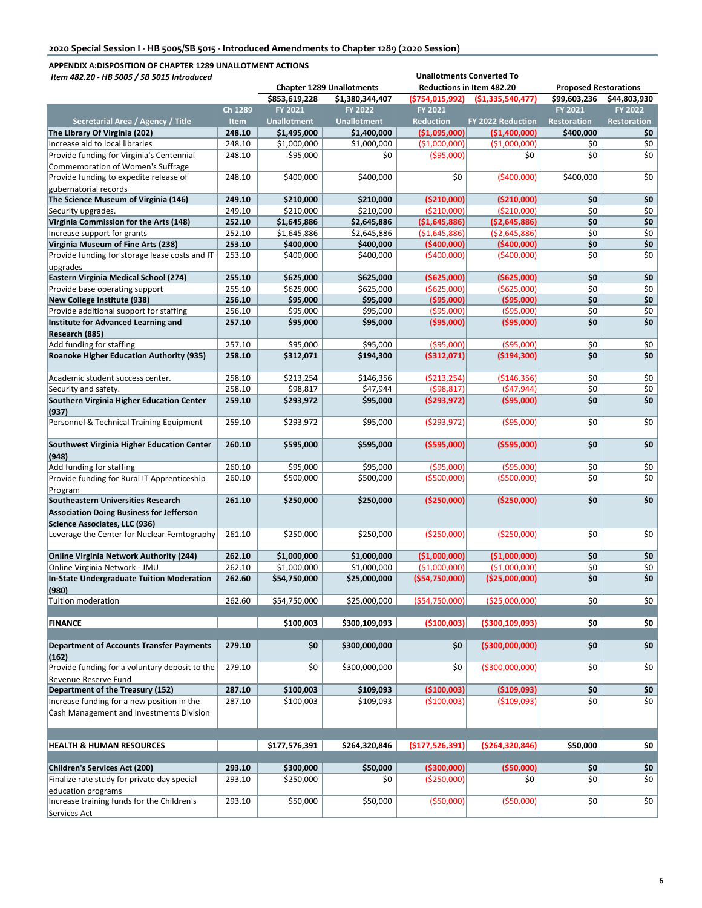## 2020 Special Session I - HB 5005/SB 5015 - Introduced Amendments to Chapter 1289 (2020 Session)

**APPENDIX A:DISPOSITION OF CHAPTER 1289 UNALLOTMENT ACTIONS**

*Item 482.20 - HB 5005 / SB 5015 Introduced*

| | | Chapter 1289 Unallotments | | Unallotments Converted To Reductions in Item 482.20 | | Proposed Restorations | |
|---|---|---|---|---|---|---|---|
| | | $853,619,228 | $1,380,344,407 | ($754,015,992) | ($1,335,540,477) | $99,603,236 | $44,803,930 |
| **Secretarial Area / Agency / Title** | **Ch 1289 Item** | **FY 2021 Unallotment** | **FY 2022 Unallotment** | **FY 2021 Reduction** | **FY 2022 Reduction** | **FY 2021 Restoration** | **FY 2022 Restoration** |
| **The Library Of Virginia (202)** | **248.10** | **$1,495,000** | **$1,400,000** | **($1,095,000)** | **($1,400,000)** | **$400,000** | **$0** |
| Increase aid to local libraries | 248.10 | $1,000,000 | $1,000,000 | ($1,000,000) | ($1,000,000) | $0 | $0 |
| Provide funding for Virginia's Centennial Commemoration of Women's Suffrage | 248.10 | $95,000 | $0 | ($95,000) | $0 | $0 | $0 |
| Provide funding to expedite release of gubernatorial records | 248.10 | $400,000 | $400,000 | $0 | ($400,000) | $400,000 | $0 |
| **The Science Museum of Virginia (146)** | **249.10** | **$210,000** | **$210,000** | **($210,000)** | **($210,000)** | **$0** | **$0** |
| Security upgrades. | 249.10 | $210,000 | $210,000 | ($210,000) | ($210,000) | $0 | $0 |
| **Virginia Commission for the Arts (148)** | **252.10** | **$1,645,886** | **$2,645,886** | **($1,645,886)** | **($2,645,886)** | **$0** | **$0** |
| Increase support for grants | 252.10 | $1,645,886 | $2,645,886 | ($1,645,886) | ($2,645,886) | $0 | $0 |
| **Virginia Museum of Fine Arts (238)** | **253.10** | **$400,000** | **$400,000** | **($400,000)** | **($400,000)** | **$0** | **$0** |
| Provide funding for storage lease costs and IT upgrades | 253.10 | $400,000 | $400,000 | ($400,000) | ($400,000) | $0 | $0 |
| **Eastern Virginia Medical School (274)** | **255.10** | **$625,000** | **$625,000** | **($625,000)** | **($625,000)** | **$0** | **$0** |
| Provide base operating support | 255.10 | $625,000 | $625,000 | ($625,000) | ($625,000) | $0 | $0 |
| **New College Institute (938)** | **256.10** | **$95,000** | **$95,000** | **($95,000)** | **($95,000)** | **$0** | **$0** |
| Provide additional support for staffing | 256.10 | $95,000 | $95,000 | ($95,000) | ($95,000) | $0 | $0 |
| **Institute for Advanced Learning and Research (885)** | **257.10** | **$95,000** | **$95,000** | **($95,000)** | **($95,000)** | **$0** | **$0** |
| Add funding for staffing | 257.10 | $95,000 | $95,000 | ($95,000) | ($95,000) | $0 | $0 |
| **Roanoke Higher Education Authority (935)** | **258.10** | **$312,071** | **$194,300** | **($312,071)** | **($194,300)** | **$0** | **$0** |
| Academic student success center. | 258.10 | $213,254 | $146,356 | ($213,254) | ($146,356) | $0 | $0 |
| Security and safety. | 258.10 | $98,817 | $47,944 | ($98,817) | ($47,944) | $0 | $0 |
| **Southern Virginia Higher Education Center (937)** | **259.10** | **$293,972** | **$95,000** | **($293,972)** | **($95,000)** | **$0** | **$0** |
| Personnel & Technical Training Equipment | 259.10 | $293,972 | $95,000 | ($293,972) | ($95,000) | $0 | $0 |
| **Southwest Virginia Higher Education Center (948)** | **260.10** | **$595,000** | **$595,000** | **($595,000)** | **($595,000)** | **$0** | **$0** |
| Add funding for staffing | 260.10 | $95,000 | $95,000 | ($95,000) | ($95,000) | $0 | $0 |
| Provide funding for Rural IT Apprenticeship Program | 260.10 | $500,000 | $500,000 | ($500,000) | ($500,000) | $0 | $0 |
| **Southeastern Universities Research Association Doing Business for Jefferson Science Associates, LLC (936)** | **261.10** | **$250,000** | **$250,000** | **($250,000)** | **($250,000)** | **$0** | **$0** |
| Leverage the Center for Nuclear Femtography | 261.10 | $250,000 | $250,000 | ($250,000) | ($250,000) | $0 | $0 |
| **Online Virginia Network Authority (244)** | **262.10** | **$1,000,000** | **$1,000,000** | **($1,000,000)** | **($1,000,000)** | **$0** | **$0** |
| Online Virginia Network - JMU | 262.10 | $1,000,000 | $1,000,000 | ($1,000,000) | ($1,000,000) | $0 | $0 |
| **In-State Undergraduate Tuition Moderation (980)** | **262.60** | **$54,750,000** | **$25,000,000** | **($54,750,000)** | **($25,000,000)** | **$0** | **$0** |
| Tuition moderation | 262.60 | $54,750,000 | $25,000,000 | ($54,750,000) | ($25,000,000) | $0 | $0 |
| **FINANCE** | | **$100,003** | **$300,109,093** | **($100,003)** | **($300,109,093)** | **$0** | **$0** |
| **Department of Accounts Transfer Payments (162)** | **279.10** | **$0** | **$300,000,000** | **$0** | **($300,000,000)** | **$0** | **$0** |
| Provide funding for a voluntary deposit to the Revenue Reserve Fund | 279.10 | $0 | $300,000,000 | $0 | ($300,000,000) | $0 | $0 |
| **Department of the Treasury (152)** | **287.10** | **$100,003** | **$109,093** | **($100,003)** | **($109,093)** | **$0** | **$0** |
| Increase funding for a new position in the Cash Management and Investments Division | 287.10 | $100,003 | $109,093 | ($100,003) | ($109,093) | $0 | $0 |
| **HEALTH & HUMAN RESOURCES** | | **$177,576,391** | **$264,320,846** | **($177,526,391)** | **($264,320,846)** | **$50,000** | **$0** |
| **Children's Services Act (200)** | **293.10** | **$300,000** | **$50,000** | **($300,000)** | **($50,000)** | **$0** | **$0** |
| Finalize rate study for private day special education programs | 293.10 | $250,000 | $0 | ($250,000) | $0 | $0 | $0 |
| Increase training funds for the Children's Services Act | 293.10 | $50,000 | $50,000 | ($50,000) | ($50,000) | $0 | $0 |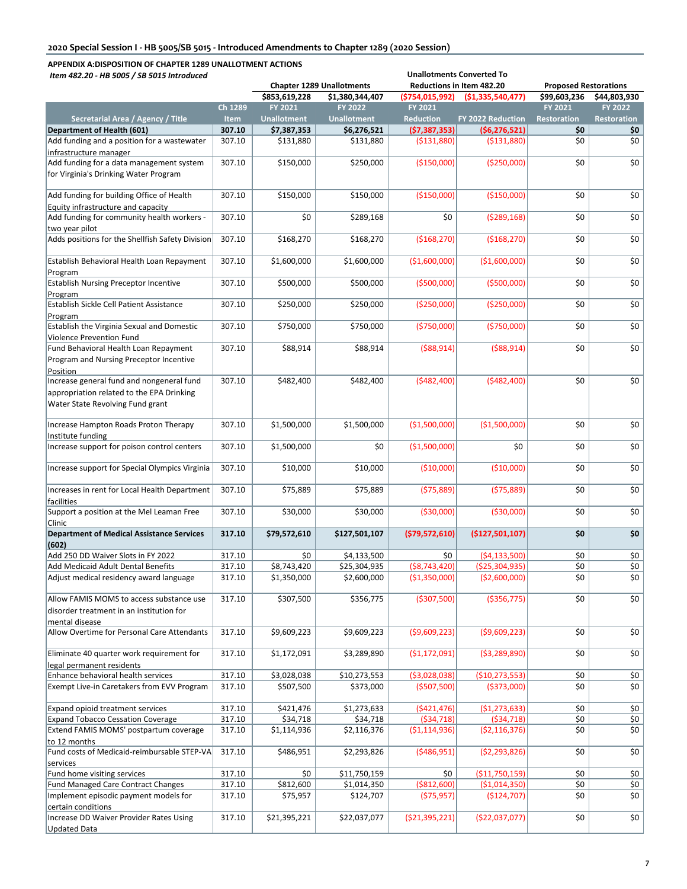## 2020 Special Session I - HB 5005/SB 5015 - Introduced Amendments to Chapter 1289 (2020 Session)

### APPENDIX A:DISPOSITION OF CHAPTER 1289 UNALLOTMENT ACTIONS

*Item 482.20 - HB 5005 / SB 5015 Introduced*

| | | Chapter 1289 Unallotments | | Unallotments Converted To Reductions in Item 482.20 | | Proposed Restorations | |
|---|---|---|---|---|---|---|---|
| | | $853,619,228 | $1,380,344,407 | ($754,015,992) | ($1,335,540,477) | $99,603,236 | $44,803,930 |
| Secretarial Area / Agency / Title | Ch 1289 Item | FY 2021 Unallotment | FY 2022 Unallotment | FY 2021 Reduction | FY 2022 Reduction | FY 2021 Restoration | FY 2022 Restoration |
| **Department of Health (601)** | **307.10** | **$7,387,353** | **$6,276,521** | **($7,387,353)** | **($6,276,521)** | **$0** | **$0** |
| Add funding and a position for a wastewater infrastructure manager | 307.10 | $131,880 | $131,880 | ($131,880) | ($131,880) | $0 | $0 |
| Add funding for a data management system for Virginia's Drinking Water Program | 307.10 | $150,000 | $250,000 | ($150,000) | ($250,000) | $0 | $0 |
| Add funding for building Office of Health Equity infrastructure and capacity | 307.10 | $150,000 | $150,000 | ($150,000) | ($150,000) | $0 | $0 |
| Add funding for community health workers - two year pilot | 307.10 | $0 | $289,168 | $0 | ($289,168) | $0 | $0 |
| Adds positions for the Shellfish Safety Division | 307.10 | $168,270 | $168,270 | ($168,270) | ($168,270) | $0 | $0 |
| Establish Behavioral Health Loan Repayment Program | 307.10 | $1,600,000 | $1,600,000 | ($1,600,000) | ($1,600,000) | $0 | $0 |
| Establish Nursing Preceptor Incentive Program | 307.10 | $500,000 | $500,000 | ($500,000) | ($500,000) | $0 | $0 |
| Establish Sickle Cell Patient Assistance Program | 307.10 | $250,000 | $250,000 | ($250,000) | ($250,000) | $0 | $0 |
| Establish the Virginia Sexual and Domestic Violence Prevention Fund | 307.10 | $750,000 | $750,000 | ($750,000) | ($750,000) | $0 | $0 |
| Fund Behavioral Health Loan Repayment Program and Nursing Preceptor Incentive Position | 307.10 | $88,914 | $88,914 | ($88,914) | ($88,914) | $0 | $0 |
| Increase general fund and nongeneral fund appropriation related to the EPA Drinking Water State Revolving Fund grant | 307.10 | $482,400 | $482,400 | ($482,400) | ($482,400) | $0 | $0 |
| Increase Hampton Roads Proton Therapy Institute funding | 307.10 | $1,500,000 | $1,500,000 | ($1,500,000) | ($1,500,000) | $0 | $0 |
| Increase support for poison control centers | 307.10 | $1,500,000 | $0 | ($1,500,000) | $0 | $0 | $0 |
| Increase support for Special Olympics Virginia | 307.10 | $10,000 | $10,000 | ($10,000) | ($10,000) | $0 | $0 |
| Increases in rent for Local Health Department facilities | 307.10 | $75,889 | $75,889 | ($75,889) | ($75,889) | $0 | $0 |
| Support a position at the Mel Leaman Free Clinic | 307.10 | $30,000 | $30,000 | ($30,000) | ($30,000) | $0 | $0 |
| **Department of Medical Assistance Services (602)** | **317.10** | **$79,572,610** | **$127,501,107** | **($79,572,610)** | **($127,501,107)** | **$0** | **$0** |
| Add 250 DD Waiver Slots in FY 2022 | 317.10 | $0 | $4,133,500 | $0 | ($4,133,500) | $0 | $0 |
| Add Medicaid Adult Dental Benefits | 317.10 | $8,743,420 | $25,304,935 | ($8,743,420) | ($25,304,935) | $0 | $0 |
| Adjust medical residency award language | 317.10 | $1,350,000 | $2,600,000 | ($1,350,000) | ($2,600,000) | $0 | $0 |
| Allow FAMIS MOMS to access substance use disorder treatment in an institution for mental disease | 317.10 | $307,500 | $356,775 | ($307,500) | ($356,775) | $0 | $0 |
| Allow Overtime for Personal Care Attendants | 317.10 | $9,609,223 | $9,609,223 | ($9,609,223) | ($9,609,223) | $0 | $0 |
| Eliminate 40 quarter work requirement for legal permanent residents | 317.10 | $1,172,091 | $3,289,890 | ($1,172,091) | ($3,289,890) | $0 | $0 |
| Enhance behavioral health services | 317.10 | $3,028,038 | $10,273,553 | ($3,028,038) | ($10,273,553) | $0 | $0 |
| Exempt Live-in Caretakers from EVV Program | 317.10 | $507,500 | $373,000 | ($507,500) | ($373,000) | $0 | $0 |
| Expand opioid treatment services | 317.10 | $421,476 | $1,273,633 | ($421,476) | ($1,273,633) | $0 | $0 |
| Expand Tobacco Cessation Coverage | 317.10 | $34,718 | $34,718 | ($34,718) | ($34,718) | $0 | $0 |
| Extend FAMIS MOMS' postpartum coverage to 12 months | 317.10 | $1,114,936 | $2,116,376 | ($1,114,936) | ($2,116,376) | $0 | $0 |
| Fund costs of Medicaid-reimbursable STEP-VA services | 317.10 | $486,951 | $2,293,826 | ($486,951) | ($2,293,826) | $0 | $0 |
| Fund home visiting services | 317.10 | $0 | $11,750,159 | $0 | ($11,750,159) | $0 | $0 |
| Fund Managed Care Contract Changes | 317.10 | $812,600 | $1,014,350 | ($812,600) | ($1,014,350) | $0 | $0 |
| Implement episodic payment models for certain conditions | 317.10 | $75,957 | $124,707 | ($75,957) | ($124,707) | $0 | $0 |
| Increase DD Waiver Provider Rates Using Updated Data | 317.10 | $21,395,221 | $22,037,077 | ($21,395,221) | ($22,037,077) | $0 | $0 |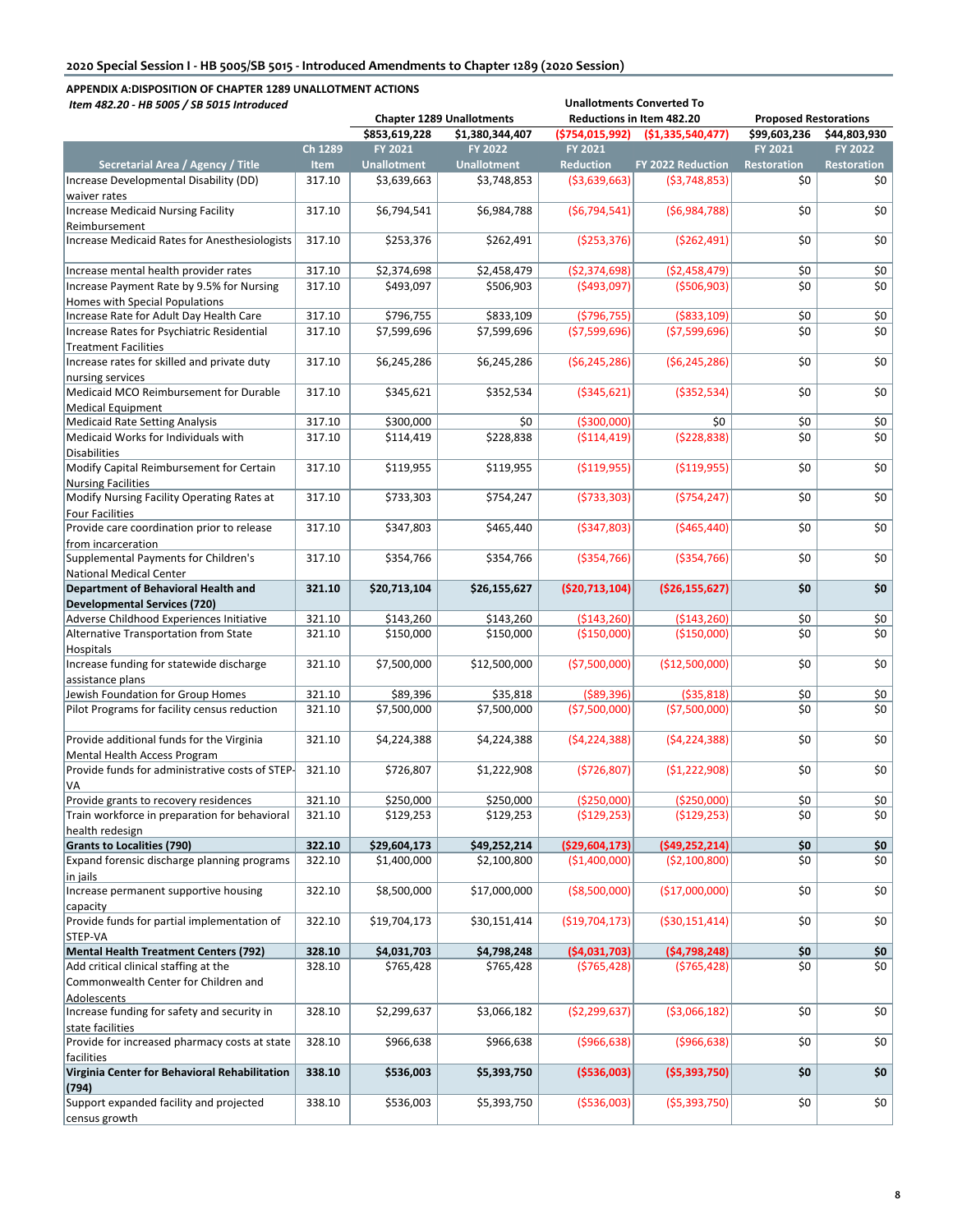**2020 Special Session I - HB 5005/SB 5015 - Introduced Amendments to Chapter 1289 (2020 Session)**

**APPENDIX A:DISPOSITION OF CHAPTER 1289 UNALLOTMENT ACTIONS**

*Item 482.20 - HB 5005 / SB 5015 Introduced*

| | | Chapter 1289 Unallotments | | Unallotments Converted To Reductions in Item 482.20 | | Proposed Restorations | |
|---|---|---|---|---|---|---|---|
| | | $853,619,228 | $1,380,344,407 | ($754,015,992) | ($1,335,540,477) | $99,603,236 | $44,803,930 |
| **Secretarial Area / Agency / Title** | **Ch 1289 Item** | **FY 2021 Unallotment** | **FY 2022 Unallotment** | **FY 2021 Reduction** | **FY 2022 Reduction** | **FY 2021 Restoration** | **FY 2022 Restoration** |
| Increase Developmental Disability (DD) waiver rates | 317.10 | $3,639,663 | $3,748,853 | ($3,639,663) | ($3,748,853) | $0 | $0 |
| Increase Medicaid Nursing Facility Reimbursement | 317.10 | $6,794,541 | $6,984,788 | ($6,794,541) | ($6,984,788) | $0 | $0 |
| Increase Medicaid Rates for Anesthesiologists | 317.10 | $253,376 | $262,491 | ($253,376) | ($262,491) | $0 | $0 |
| Increase mental health provider rates | 317.10 | $2,374,698 | $2,458,479 | ($2,374,698) | ($2,458,479) | $0 | $0 |
| Increase Payment Rate by 9.5% for Nursing Homes with Special Populations | 317.10 | $493,097 | $506,903 | ($493,097) | ($506,903) | $0 | $0 |
| Increase Rate for Adult Day Health Care | 317.10 | $796,755 | $833,109 | ($796,755) | ($833,109) | $0 | $0 |
| Increase Rates for Psychiatric Residential Treatment Facilities | 317.10 | $7,599,696 | $7,599,696 | ($7,599,696) | ($7,599,696) | $0 | $0 |
| Increase rates for skilled and private duty nursing services | 317.10 | $6,245,286 | $6,245,286 | ($6,245,286) | ($6,245,286) | $0 | $0 |
| Medicaid MCO Reimbursement for Durable Medical Equipment | 317.10 | $345,621 | $352,534 | ($345,621) | ($352,534) | $0 | $0 |
| Medicaid Rate Setting Analysis | 317.10 | $300,000 | $0 | ($300,000) | $0 | $0 | $0 |
| Medicaid Works for Individuals with Disabilities | 317.10 | $114,419 | $228,838 | ($114,419) | ($228,838) | $0 | $0 |
| Modify Capital Reimbursement for Certain Nursing Facilities | 317.10 | $119,955 | $119,955 | ($119,955) | ($119,955) | $0 | $0 |
| Modify Nursing Facility Operating Rates at Four Facilities | 317.10 | $733,303 | $754,247 | ($733,303) | ($754,247) | $0 | $0 |
| Provide care coordination prior to release from incarceration | 317.10 | $347,803 | $465,440 | ($347,803) | ($465,440) | $0 | $0 |
| Supplemental Payments for Children's National Medical Center | 317.10 | $354,766 | $354,766 | ($354,766) | ($354,766) | $0 | $0 |
| **Department of Behavioral Health and Developmental Services (720)** | **321.10** | **$20,713,104** | **$26,155,627** | **($20,713,104)** | **($26,155,627)** | **$0** | **$0** |
| Adverse Childhood Experiences Initiative | 321.10 | $143,260 | $143,260 | ($143,260) | ($143,260) | $0 | $0 |
| Alternative Transportation from State Hospitals | 321.10 | $150,000 | $150,000 | ($150,000) | ($150,000) | $0 | $0 |
| Increase funding for statewide discharge assistance plans | 321.10 | $7,500,000 | $12,500,000 | ($7,500,000) | ($12,500,000) | $0 | $0 |
| Jewish Foundation for Group Homes | 321.10 | $89,396 | $35,818 | ($89,396) | ($35,818) | $0 | $0 |
| Pilot Programs for facility census reduction | 321.10 | $7,500,000 | $7,500,000 | ($7,500,000) | ($7,500,000) | $0 | $0 |
| Provide additional funds for the Virginia Mental Health Access Program | 321.10 | $4,224,388 | $4,224,388 | ($4,224,388) | ($4,224,388) | $0 | $0 |
| Provide funds for administrative costs of STEP-VA | 321.10 | $726,807 | $1,222,908 | ($726,807) | ($1,222,908) | $0 | $0 |
| Provide grants to recovery residences | 321.10 | $250,000 | $250,000 | ($250,000) | ($250,000) | $0 | $0 |
| Train workforce in preparation for behavioral health redesign | 321.10 | $129,253 | $129,253 | ($129,253) | ($129,253) | $0 | $0 |
| **Grants to Localities (790)** | **322.10** | **$29,604,173** | **$49,252,214** | **($29,604,173)** | **($49,252,214)** | **$0** | **$0** |
| Expand forensic discharge planning programs in jails | 322.10 | $1,400,000 | $2,100,800 | ($1,400,000) | ($2,100,800) | $0 | $0 |
| Increase permanent supportive housing capacity | 322.10 | $8,500,000 | $17,000,000 | ($8,500,000) | ($17,000,000) | $0 | $0 |
| Provide funds for partial implementation of STEP-VA | 322.10 | $19,704,173 | $30,151,414 | ($19,704,173) | ($30,151,414) | $0 | $0 |
| **Mental Health Treatment Centers (792)** | **328.10** | **$4,031,703** | **$4,798,248** | **($4,031,703)** | **($4,798,248)** | **$0** | **$0** |
| Add critical clinical staffing at the Commonwealth Center for Children and Adolescents | 328.10 | $765,428 | $765,428 | ($765,428) | ($765,428) | $0 | $0 |
| Increase funding for safety and security in state facilities | 328.10 | $2,299,637 | $3,066,182 | ($2,299,637) | ($3,066,182) | $0 | $0 |
| Provide for increased pharmacy costs at state facilities | 328.10 | $966,638 | $966,638 | ($966,638) | ($966,638) | $0 | $0 |
| **Virginia Center for Behavioral Rehabilitation (794)** | **338.10** | **$536,003** | **$5,393,750** | **($536,003)** | **($5,393,750)** | **$0** | **$0** |
| Support expanded facility and projected census growth | 338.10 | $536,003 | $5,393,750 | ($536,003) | ($5,393,750) | $0 | $0 |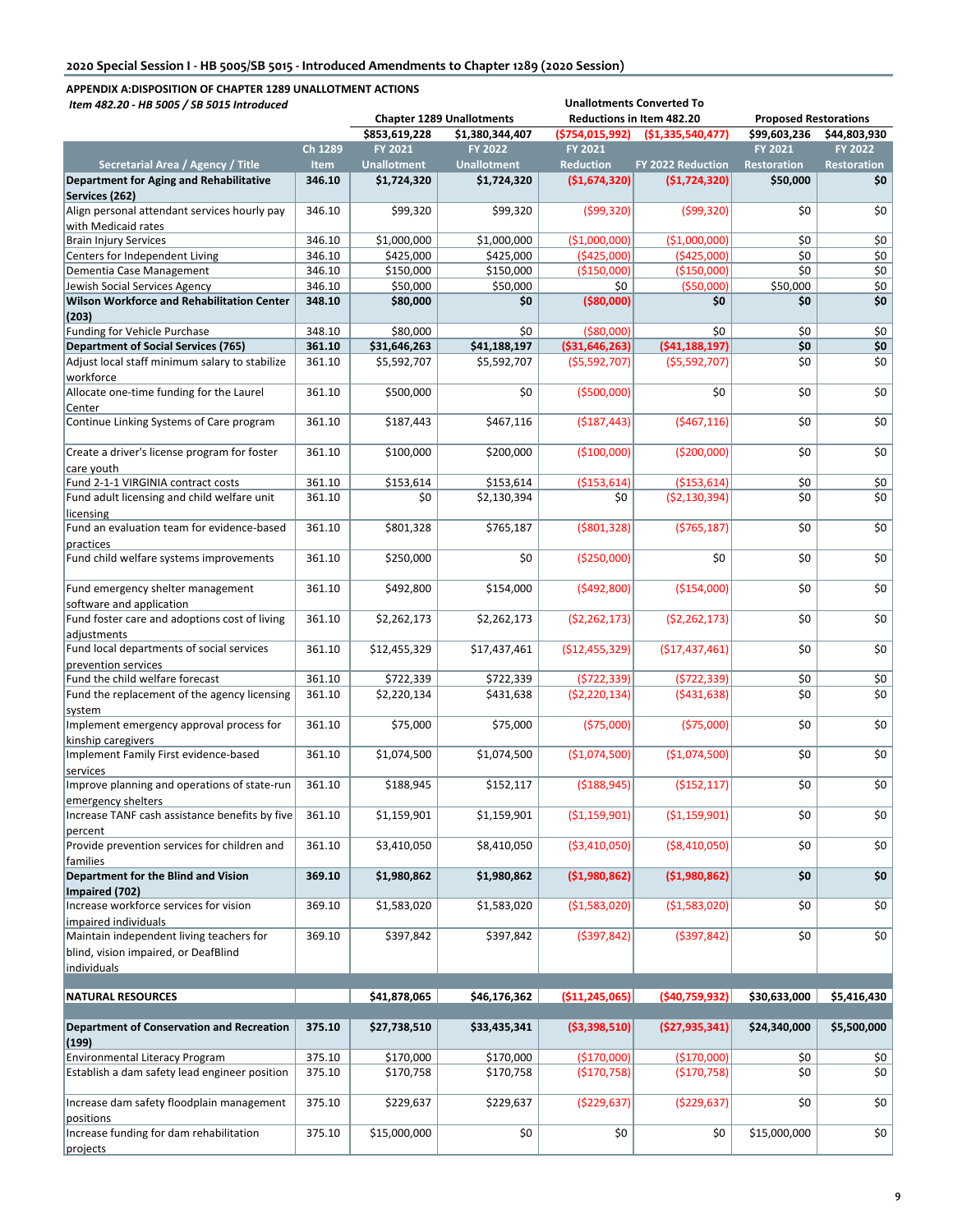**2020 Special Session I - HB 5005/SB 5015 - Introduced Amendments to Chapter 1289 (2020 Session)**

**APPENDIX A:DISPOSITION OF CHAPTER 1289 UNALLOTMENT ACTIONS**

*Item 482.20 - HB 5005 / SB 5015 Introduced*

| | | Chapter 1289 Unallotments | | Unallotments Converted To Reductions in Item 482.20 | | Proposed Restorations | |
|---|---|---|---|---|---|---|---|
| | | $853,619,228 | $1,380,344,407 | ($754,015,992) | ($1,335,540,477) | $99,603,236 | $44,803,930 |
| **Secretarial Area / Agency / Title** | **Ch 1289 Item** | **FY 2021 Unallotment** | **FY 2022 Unallotment** | **FY 2021 Reduction** | **FY 2022 Reduction** | **FY 2021 Restoration** | **FY 2022 Restoration** |
| **Department for Aging and Rehabilitative Services (262)** | **346.10** | **$1,724,320** | **$1,724,320** | **($1,674,320)** | **($1,724,320)** | **$50,000** | **$0** |
| Align personal attendant services hourly pay with Medicaid rates | 346.10 | $99,320 | $99,320 | ($99,320) | ($99,320) | $0 | $0 |
| Brain Injury Services | 346.10 | $1,000,000 | $1,000,000 | ($1,000,000) | ($1,000,000) | $0 | $0 |
| Centers for Independent Living | 346.10 | $425,000 | $425,000 | ($425,000) | ($425,000) | $0 | $0 |
| Dementia Case Management | 346.10 | $150,000 | $150,000 | ($150,000) | ($150,000) | $0 | $0 |
| Jewish Social Services Agency | 346.10 | $50,000 | $50,000 | $0 | ($50,000) | $50,000 | $0 |
| **Wilson Workforce and Rehabilitation Center (203)** | **348.10** | **$80,000** | **$0** | **($80,000)** | **$0** | **$0** | **$0** |
| Funding for Vehicle Purchase | 348.10 | $80,000 | $0 | ($80,000) | $0 | $0 | $0 |
| **Department of Social Services (765)** | **361.10** | **$31,646,263** | **$41,188,197** | **($31,646,263)** | **($41,188,197)** | **$0** | **$0** |
| Adjust local staff minimum salary to stabilize workforce | 361.10 | $5,592,707 | $5,592,707 | ($5,592,707) | ($5,592,707) | $0 | $0 |
| Allocate one-time funding for the Laurel Center | 361.10 | $500,000 | $0 | ($500,000) | $0 | $0 | $0 |
| Continue Linking Systems of Care program | 361.10 | $187,443 | $467,116 | ($187,443) | ($467,116) | $0 | $0 |
| Create a driver's license program for foster care youth | 361.10 | $100,000 | $200,000 | ($100,000) | ($200,000) | $0 | $0 |
| Fund 2-1-1 VIRGINIA contract costs | 361.10 | $153,614 | $153,614 | ($153,614) | ($153,614) | $0 | $0 |
| Fund adult licensing and child welfare unit licensing | 361.10 | $0 | $2,130,394 | $0 | ($2,130,394) | $0 | $0 |
| Fund an evaluation team for evidence-based practices | 361.10 | $801,328 | $765,187 | ($801,328) | ($765,187) | $0 | $0 |
| Fund child welfare systems improvements | 361.10 | $250,000 | $0 | ($250,000) | $0 | $0 | $0 |
| Fund emergency shelter management software and application | 361.10 | $492,800 | $154,000 | ($492,800) | ($154,000) | $0 | $0 |
| Fund foster care and adoptions cost of living adjustments | 361.10 | $2,262,173 | $2,262,173 | ($2,262,173) | ($2,262,173) | $0 | $0 |
| Fund local departments of social services prevention services | 361.10 | $12,455,329 | $17,437,461 | ($12,455,329) | ($17,437,461) | $0 | $0 |
| Fund the child welfare forecast | 361.10 | $722,339 | $722,339 | ($722,339) | ($722,339) | $0 | $0 |
| Fund the replacement of the agency licensing system | 361.10 | $2,220,134 | $431,638 | ($2,220,134) | ($431,638) | $0 | $0 |
| Implement emergency approval process for kinship caregivers | 361.10 | $75,000 | $75,000 | ($75,000) | ($75,000) | $0 | $0 |
| Implement Family First evidence-based services | 361.10 | $1,074,500 | $1,074,500 | ($1,074,500) | ($1,074,500) | $0 | $0 |
| Improve planning and operations of state-run emergency shelters | 361.10 | $188,945 | $152,117 | ($188,945) | ($152,117) | $0 | $0 |
| Increase TANF cash assistance benefits by five percent | 361.10 | $1,159,901 | $1,159,901 | ($1,159,901) | ($1,159,901) | $0 | $0 |
| Provide prevention services for children and families | 361.10 | $3,410,050 | $8,410,050 | ($3,410,050) | ($8,410,050) | $0 | $0 |
| **Department for the Blind and Vision Impaired (702)** | **369.10** | **$1,980,862** | **$1,980,862** | **($1,980,862)** | **($1,980,862)** | **$0** | **$0** |
| Increase workforce services for vision impaired individuals | 369.10 | $1,583,020 | $1,583,020 | ($1,583,020) | ($1,583,020) | $0 | $0 |
| Maintain independent living teachers for blind, vision impaired, or DeafBlind individuals | 369.10 | $397,842 | $397,842 | ($397,842) | ($397,842) | $0 | $0 |
| **NATURAL RESOURCES** | | **$41,878,065** | **$46,176,362** | **($11,245,065)** | **($40,759,932)** | **$30,633,000** | **$5,416,430** |
| **Department of Conservation and Recreation (199)** | **375.10** | **$27,738,510** | **$33,435,341** | **($3,398,510)** | **($27,935,341)** | **$24,340,000** | **$5,500,000** |
| Environmental Literacy Program | 375.10 | $170,000 | $170,000 | ($170,000) | ($170,000) | $0 | $0 |
| Establish a dam safety lead engineer position | 375.10 | $170,758 | $170,758 | ($170,758) | ($170,758) | $0 | $0 |
| Increase dam safety floodplain management positions | 375.10 | $229,637 | $229,637 | ($229,637) | ($229,637) | $0 | $0 |
| Increase funding for dam rehabilitation projects | 375.10 | $15,000,000 | $0 | $0 | $0 | $15,000,000 | $0 |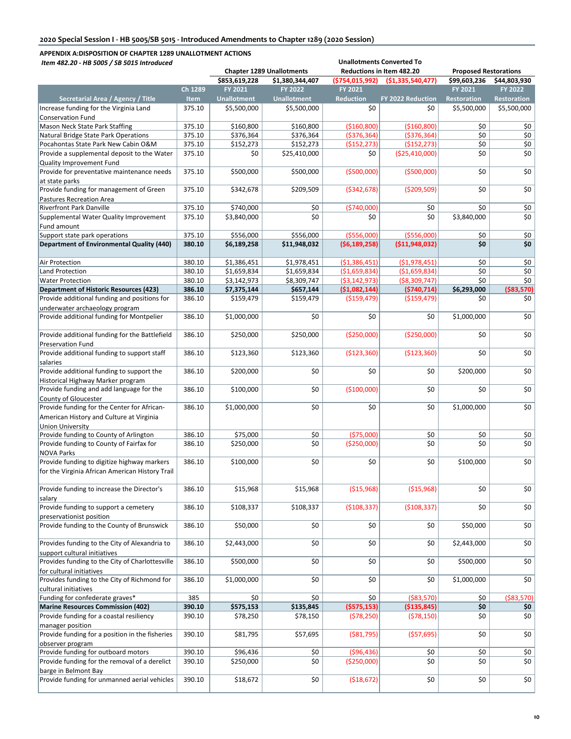**2020 Special Session I - HB 5005/SB 5015 - Introduced Amendments to Chapter 1289 (2020 Session)**

**APPENDIX A:DISPOSITION OF CHAPTER 1289 UNALLOTMENT ACTIONS**

*Item 482.20 - HB 5005 / SB 5015 Introduced*

| | | Chapter 1289 Unallotments | | Unallotments Converted To Reductions in Item 482.20 | | Proposed Restorations | |
|---|---|---|---|---|---|---|---|
| | | $853,619,228 | $1,380,344,407 | ($754,015,992) | ($1,335,540,477) | $99,603,236 | $44,803,930 |
| Secretarial Area / Agency / Title | Ch 1289 Item | FY 2021 Unallotment | FY 2022 Unallotment | FY 2021 Reduction | FY 2022 Reduction | FY 2021 Restoration | FY 2022 Restoration |
| Increase funding for the Virginia Land Conservation Fund | 375.10 | $5,500,000 | $5,500,000 | $0 | $0 | $5,500,000 | $5,500,000 |
| Mason Neck State Park Staffing | 375.10 | $160,800 | $160,800 | ($160,800) | ($160,800) | $0 | $0 |
| Natural Bridge State Park Operations | 375.10 | $376,364 | $376,364 | ($376,364) | ($376,364) | $0 | $0 |
| Pocahontas State Park New Cabin O&M | 375.10 | $152,273 | $152,273 | ($152,273) | ($152,273) | $0 | $0 |
| Provide a supplemental deposit to the Water Quality Improvement Fund | 375.10 | $0 | $25,410,000 | $0 | ($25,410,000) | $0 | $0 |
| Provide for preventative maintenance needs at state parks | 375.10 | $500,000 | $500,000 | ($500,000) | ($500,000) | $0 | $0 |
| Provide funding for management of Green Pastures Recreation Area | 375.10 | $342,678 | $209,509 | ($342,678) | ($209,509) | $0 | $0 |
| Riverfront Park Danville | 375.10 | $740,000 | $0 | ($740,000) | $0 | $0 | $0 |
| Supplemental Water Quality Improvement Fund amount | 375.10 | $3,840,000 | $0 | $0 | $0 | $3,840,000 | $0 |
| Support state park operations | 375.10 | $556,000 | $556,000 | ($556,000) | ($556,000) | $0 | $0 |
| **Department of Environmental Quality (440)** | **380.10** | **$6,189,258** | **$11,948,032** | **($6,189,258)** | **($11,948,032)** | **$0** | **$0** |
| Air Protection | 380.10 | $1,386,451 | $1,978,451 | ($1,386,451) | ($1,978,451) | $0 | $0 |
| Land Protection | 380.10 | $1,659,834 | $1,659,834 | ($1,659,834) | ($1,659,834) | $0 | $0 |
| Water Protection | 380.10 | $3,142,973 | $8,309,747 | ($3,142,973) | ($8,309,747) | $0 | $0 |
| **Department of Historic Resources (423)** | **386.10** | **$7,375,144** | **$657,144** | **($1,082,144)** | **($740,714)** | **$6,293,000** | **($83,570)** |
| Provide additional funding and positions for underwater archaeology program | 386.10 | $159,479 | $159,479 | ($159,479) | ($159,479) | $0 | $0 |
| Provide additional funding for Montpelier | 386.10 | $1,000,000 | $0 | $0 | $0 | $1,000,000 | $0 |
| Provide additional funding for the Battlefield Preservation Fund | 386.10 | $250,000 | $250,000 | ($250,000) | ($250,000) | $0 | $0 |
| Provide additional funding to support staff salaries | 386.10 | $123,360 | $123,360 | ($123,360) | ($123,360) | $0 | $0 |
| Provide additional funding to support the Historical Highway Marker program | 386.10 | $200,000 | $0 | $0 | $0 | $200,000 | $0 |
| Provide funding and add language for the County of Gloucester | 386.10 | $100,000 | $0 | ($100,000) | $0 | $0 | $0 |
| Provide funding for the Center for African-American History and Culture at Virginia Union University | 386.10 | $1,000,000 | $0 | $0 | $0 | $1,000,000 | $0 |
| Provide funding to County of Arlington | 386.10 | $75,000 | $0 | ($75,000) | $0 | $0 | $0 |
| Provide funding to County of Fairfax for NOVA Parks | 386.10 | $250,000 | $0 | ($250,000) | $0 | $0 | $0 |
| Provide funding to digitize highway markers for the Virginia African American History Trail | 386.10 | $100,000 | $0 | $0 | $0 | $100,000 | $0 |
| Provide funding to increase the Director's salary | 386.10 | $15,968 | $15,968 | ($15,968) | ($15,968) | $0 | $0 |
| Provide funding to support a cemetery preservationist position | 386.10 | $108,337 | $108,337 | ($108,337) | ($108,337) | $0 | $0 |
| Provide funding to the County of Brunswick | 386.10 | $50,000 | $0 | $0 | $0 | $50,000 | $0 |
| Provides funding to the City of Alexandria to support cultural initiatives | 386.10 | $2,443,000 | $0 | $0 | $0 | $2,443,000 | $0 |
| Provides funding to the City of Charlottesville for cultural initiatives | 386.10 | $500,000 | $0 | $0 | $0 | $500,000 | $0 |
| Provides funding to the City of Richmond for cultural initiatives | 386.10 | $1,000,000 | $0 | $0 | $0 | $1,000,000 | $0 |
| Funding for confederate graves* | 385 | $0 | $0 | $0 | ($83,570) | $0 | ($83,570) |
| **Marine Resources Commission (402)** | **390.10** | **$575,153** | **$135,845** | **($575,153)** | **($135,845)** | **$0** | **$0** |
| Provide funding for a coastal resiliency manager position | 390.10 | $78,250 | $78,150 | ($78,250) | ($78,150) | $0 | $0 |
| Provide funding for a position in the fisheries observer program | 390.10 | $81,795 | $57,695 | ($81,795) | ($57,695) | $0 | $0 |
| Provide funding for outboard motors | 390.10 | $96,436 | $0 | ($96,436) | $0 | $0 | $0 |
| Provide funding for the removal of a derelict barge in Belmont Bay | 390.10 | $250,000 | $0 | ($250,000) | $0 | $0 | $0 |
| Provide funding for unmanned aerial vehicles | 390.10 | $18,672 | $0 | ($18,672) | $0 | $0 | $0 |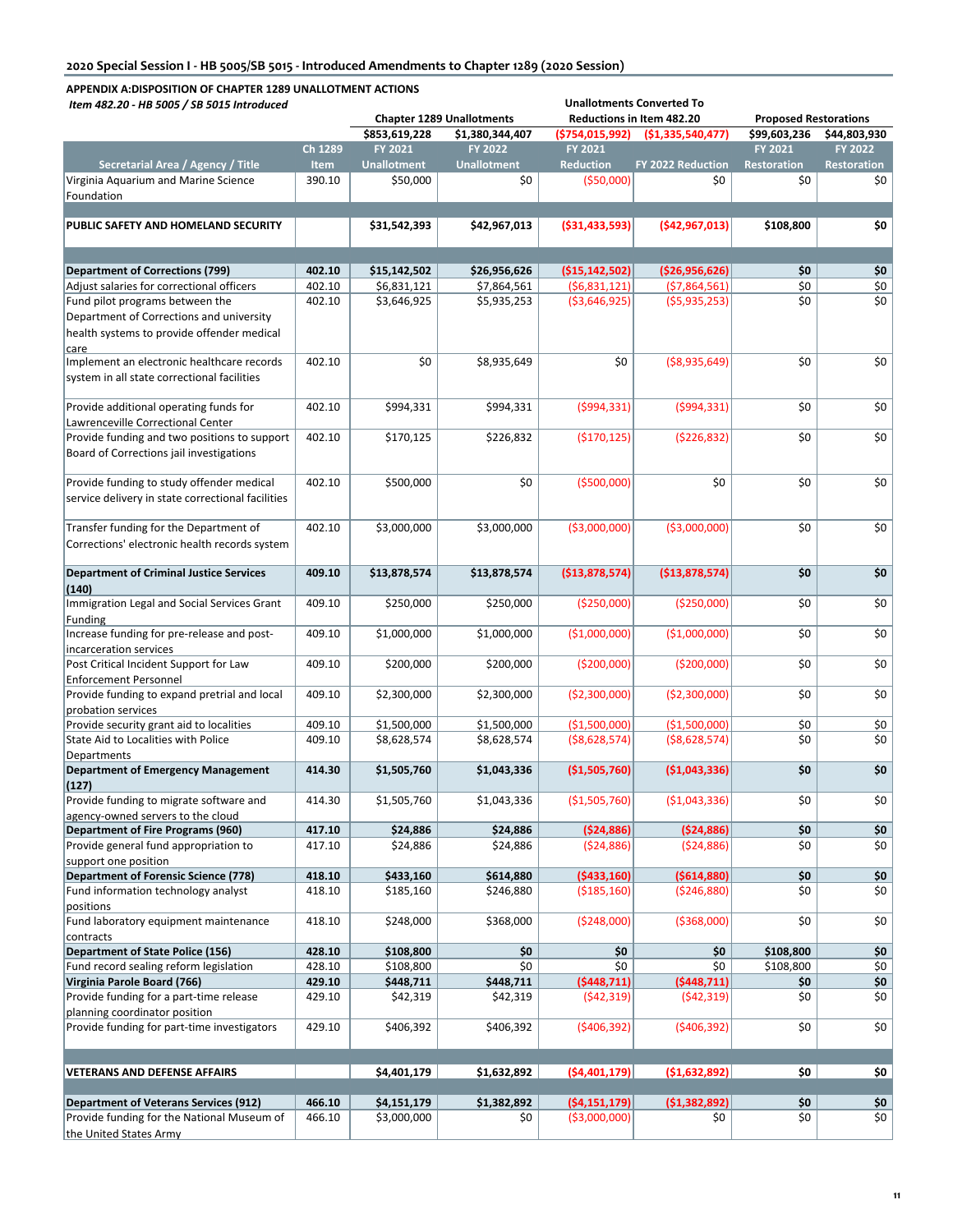## 2020 Special Session I - HB 5005/SB 5015 - Introduced Amendments to Chapter 1289 (2020 Session)

### APPENDIX A:DISPOSITION OF CHAPTER 1289 UNALLOTMENT ACTIONS

*Item 482.20 - HB 5005 / SB 5015 Introduced*

| | | Chapter 1289 Unallotments | | Unallotments Converted To Reductions in Item 482.20 | | Proposed Restorations | |
|---|---|---|---|---|---|---|---|
| | | $853,619,228 | $1,380,344,407 | ($754,015,992) | ($1,335,540,477) | $99,603,236 | $44,803,930 |
| Secretarial Area / Agency / Title | Ch 1289 Item | FY 2021 Unallotment | FY 2022 Unallotment | FY 2021 Reduction | FY 2022 Reduction | FY 2021 Restoration | FY 2022 Restoration |
| Virginia Aquarium and Marine Science Foundation | 390.10 | $50,000 | $0 | ($50,000) | $0 | $0 | $0 |
| **PUBLIC SAFETY AND HOMELAND SECURITY** | | **$31,542,393** | **$42,967,013** | **($31,433,593)** | **($42,967,013)** | **$108,800** | **$0** |
| **Department of Corrections (799)** | **402.10** | **$15,142,502** | **$26,956,626** | **($15,142,502)** | **($26,956,626)** | **$0** | **$0** |
| Adjust salaries for correctional officers | 402.10 | $6,831,121 | $7,864,561 | ($6,831,121) | ($7,864,561) | $0 | $0 |
| Fund pilot programs between the Department of Corrections and university health systems to provide offender medical care | 402.10 | $3,646,925 | $5,935,253 | ($3,646,925) | ($5,935,253) | $0 | $0 |
| Implement an electronic healthcare records system in all state correctional facilities | 402.10 | $0 | $8,935,649 | $0 | ($8,935,649) | $0 | $0 |
| Provide additional operating funds for Lawrenceville Correctional Center | 402.10 | $994,331 | $994,331 | ($994,331) | ($994,331) | $0 | $0 |
| Provide funding and two positions to support Board of Corrections jail investigations | 402.10 | $170,125 | $226,832 | ($170,125) | ($226,832) | $0 | $0 |
| Provide funding to study offender medical service delivery in state correctional facilities | 402.10 | $500,000 | $0 | ($500,000) | $0 | $0 | $0 |
| Transfer funding for the Department of Corrections' electronic health records system | 402.10 | $3,000,000 | $3,000,000 | ($3,000,000) | ($3,000,000) | $0 | $0 |
| **Department of Criminal Justice Services (140)** | **409.10** | **$13,878,574** | **$13,878,574** | **($13,878,574)** | **($13,878,574)** | **$0** | **$0** |
| Immigration Legal and Social Services Grant Funding | 409.10 | $250,000 | $250,000 | ($250,000) | ($250,000) | $0 | $0 |
| Increase funding for pre-release and post-incarceration services | 409.10 | $1,000,000 | $1,000,000 | ($1,000,000) | ($1,000,000) | $0 | $0 |
| Post Critical Incident Support for Law Enforcement Personnel | 409.10 | $200,000 | $200,000 | ($200,000) | ($200,000) | $0 | $0 |
| Provide funding to expand pretrial and local probation services | 409.10 | $2,300,000 | $2,300,000 | ($2,300,000) | ($2,300,000) | $0 | $0 |
| Provide security grant aid to localities | 409.10 | $1,500,000 | $1,500,000 | ($1,500,000) | ($1,500,000) | $0 | $0 |
| State Aid to Localities with Police Departments | 409.10 | $8,628,574 | $8,628,574 | ($8,628,574) | ($8,628,574) | $0 | $0 |
| **Department of Emergency Management (127)** | **414.30** | **$1,505,760** | **$1,043,336** | **($1,505,760)** | **($1,043,336)** | **$0** | **$0** |
| Provide funding to migrate software and agency-owned servers to the cloud | 414.30 | $1,505,760 | $1,043,336 | ($1,505,760) | ($1,043,336) | $0 | $0 |
| **Department of Fire Programs (960)** | **417.10** | **$24,886** | **$24,886** | **($24,886)** | **($24,886)** | **$0** | **$0** |
| Provide general fund appropriation to support one position | 417.10 | $24,886 | $24,886 | ($24,886) | ($24,886) | $0 | $0 |
| **Department of Forensic Science (778)** | **418.10** | **$433,160** | **$614,880** | **($433,160)** | **($614,880)** | **$0** | **$0** |
| Fund information technology analyst positions | 418.10 | $185,160 | $246,880 | ($185,160) | ($246,880) | $0 | $0 |
| Fund laboratory equipment maintenance contracts | 418.10 | $248,000 | $368,000 | ($248,000) | ($368,000) | $0 | $0 |
| **Department of State Police (156)** | **428.10** | **$108,800** | **$0** | **$0** | **$0** | **$108,800** | **$0** |
| Fund record sealing reform legislation | 428.10 | $108,800 | $0 | $0 | $0 | $108,800 | $0 |
| **Virginia Parole Board (766)** | **429.10** | **$448,711** | **$448,711** | **($448,711)** | **($448,711)** | **$0** | **$0** |
| Provide funding for a part-time release planning coordinator position | 429.10 | $42,319 | $42,319 | ($42,319) | ($42,319) | $0 | $0 |
| Provide funding for part-time investigators | 429.10 | $406,392 | $406,392 | ($406,392) | ($406,392) | $0 | $0 |
| **VETERANS AND DEFENSE AFFAIRS** | | **$4,401,179** | **$1,632,892** | **($4,401,179)** | **($1,632,892)** | **$0** | **$0** |
| **Department of Veterans Services (912)** | **466.10** | **$4,151,179** | **$1,382,892** | **($4,151,179)** | **($1,382,892)** | **$0** | **$0** |
| Provide funding for the National Museum of the United States Army | 466.10 | $3,000,000 | $0 | ($3,000,000) | $0 | $0 | $0 |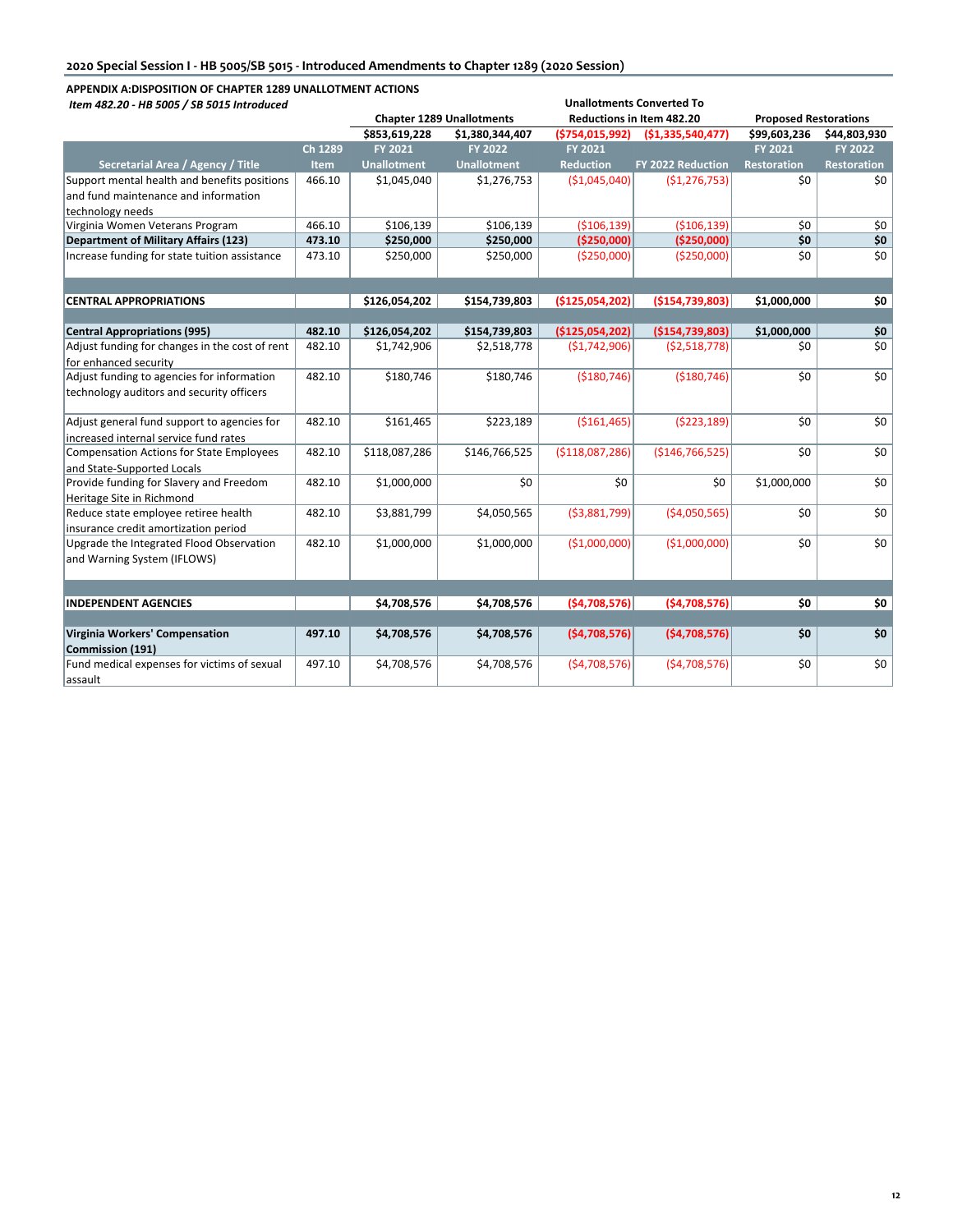## 2020 Special Session I - HB 5005/SB 5015 - Introduced Amendments to Chapter 1289 (2020 Session)

**APPENDIX A:DISPOSITION OF CHAPTER 1289 UNALLOTMENT ACTIONS**

***Item 482.20 - HB 5005 / SB 5015 Introduced***

| | | Chapter 1289 Unallotments | | Unallotments Converted To Reductions in Item 482.20 | | Proposed Restorations | |
|---|---|---|---|---|---|---|---|
| | | $853,619,228 | $1,380,344,407 | ($754,015,992) | ($1,335,540,477) | $99,603,236 | $44,803,930 |
| Secretarial Area / Agency / Title | Ch 1289 Item | FY 2021 Unallotment | FY 2022 Unallotment | FY 2021 Reduction | FY 2022 Reduction | FY 2021 Restoration | FY 2022 Restoration |
| Support mental health and benefits positions and fund maintenance and information technology needs | 466.10 | $1,045,040 | $1,276,753 | ($1,045,040) | ($1,276,753) | $0 | $0 |
| Virginia Women Veterans Program | 466.10 | $106,139 | $106,139 | ($106,139) | ($106,139) | $0 | $0 |
| **Department of Military Affairs (123)** | **473.10** | **$250,000** | **$250,000** | **($250,000)** | **($250,000)** | **$0** | **$0** |
| Increase funding for state tuition assistance | 473.10 | $250,000 | $250,000 | ($250,000) | ($250,000) | $0 | $0 |
| | | | | | | | |
| **CENTRAL APPROPRIATIONS** | | **$126,054,202** | **$154,739,803** | **($125,054,202)** | **($154,739,803)** | **$1,000,000** | **$0** |
| | | | | | | | |
| **Central Appropriations (995)** | **482.10** | **$126,054,202** | **$154,739,803** | **($125,054,202)** | **($154,739,803)** | **$1,000,000** | **$0** |
| Adjust funding for changes in the cost of rent for enhanced security | 482.10 | $1,742,906 | $2,518,778 | ($1,742,906) | ($2,518,778) | $0 | $0 |
| Adjust funding to agencies for information technology auditors and security officers | 482.10 | $180,746 | $180,746 | ($180,746) | ($180,746) | $0 | $0 |
| Adjust general fund support to agencies for increased internal service fund rates | 482.10 | $161,465 | $223,189 | ($161,465) | ($223,189) | $0 | $0 |
| Compensation Actions for State Employees and State-Supported Locals | 482.10 | $118,087,286 | $146,766,525 | ($118,087,286) | ($146,766,525) | $0 | $0 |
| Provide funding for Slavery and Freedom Heritage Site in Richmond | 482.10 | $1,000,000 | $0 | $0 | $0 | $1,000,000 | $0 |
| Reduce state employee retiree health insurance credit amortization period | 482.10 | $3,881,799 | $4,050,565 | ($3,881,799) | ($4,050,565) | $0 | $0 |
| Upgrade the Integrated Flood Observation and Warning System (IFLOWS) | 482.10 | $1,000,000 | $1,000,000 | ($1,000,000) | ($1,000,000) | $0 | $0 |
| | | | | | | | |
| **INDEPENDENT AGENCIES** | | **$4,708,576** | **$4,708,576** | **($4,708,576)** | **($4,708,576)** | **$0** | **$0** |
| | | | | | | | |
| **Virginia Workers' Compensation Commission (191)** | **497.10** | **$4,708,576** | **$4,708,576** | **($4,708,576)** | **($4,708,576)** | **$0** | **$0** |
| Fund medical expenses for victims of sexual assault | 497.10 | $4,708,576 | $4,708,576 | ($4,708,576) | ($4,708,576) | $0 | $0 |